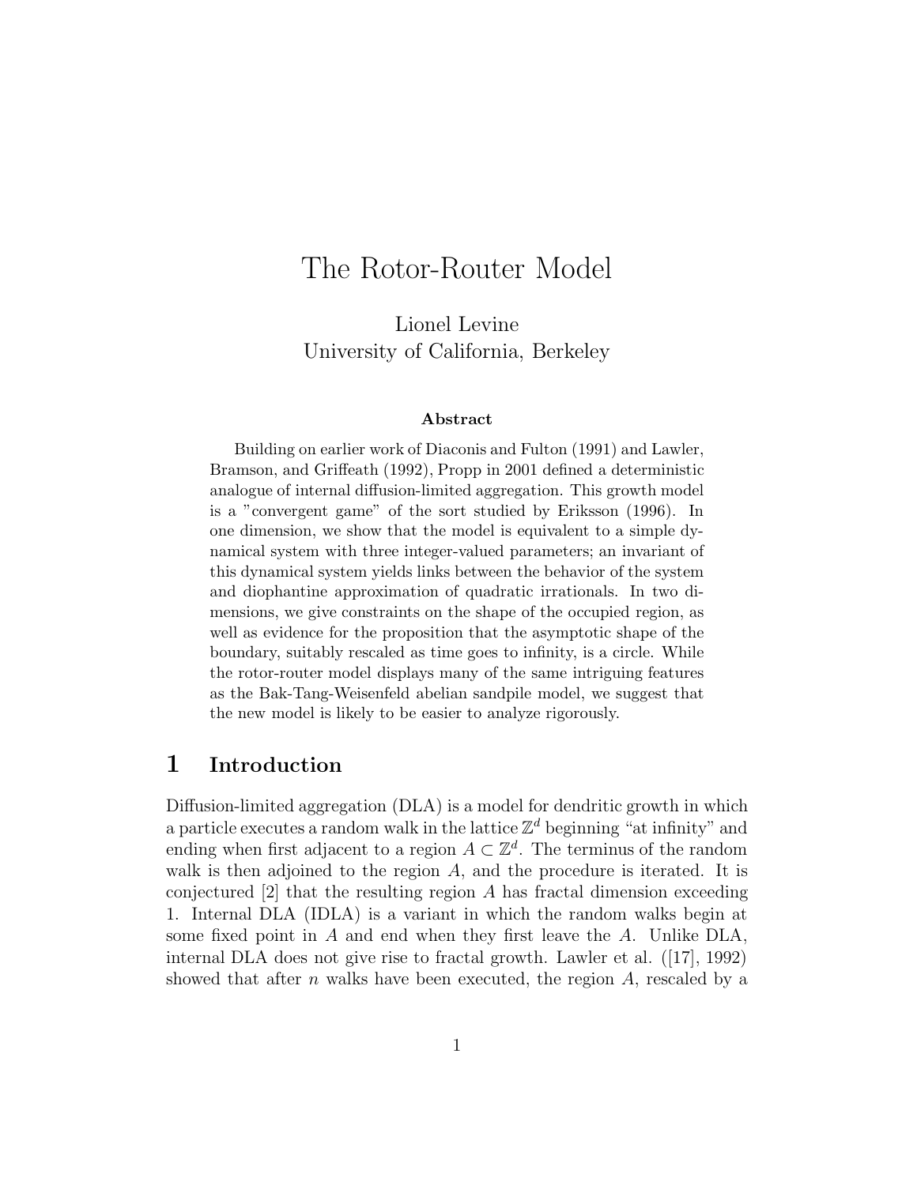# The Rotor-Router Model

Lionel Levine
University of California, Berkeley

**Abstract**

Building on earlier work of Diaconis and Fulton (1991) and Lawler, Bramson, and Griffeath (1992), Propp in 2001 defined a deterministic analogue of internal diffusion-limited aggregation. This growth model is a "convergent game" of the sort studied by Eriksson (1996). In one dimension, we show that the model is equivalent to a simple dynamical system with three integer-valued parameters; an invariant of this dynamical system yields links between the behavior of the system and diophantine approximation of quadratic irrationals. In two dimensions, we give constraints on the shape of the occupied region, as well as evidence for the proposition that the asymptotic shape of the boundary, suitably rescaled as time goes to infinity, is a circle. While the rotor-router model displays many of the same intriguing features as the Bak-Tang-Weisenfeld abelian sandpile model, we suggest that the new model is likely to be easier to analyze rigorously.

## 1 Introduction

Diffusion-limited aggregation (DLA) is a model for dendritic growth in which a particle executes a random walk in the lattice $\mathbb{Z}^d$ beginning "at infinity" and ending when first adjacent to a region $A \subset \mathbb{Z}^d$. The terminus of the random walk is then adjoined to the region $A$, and the procedure is iterated. It is conjectured [2] that the resulting region $A$ has fractal dimension exceeding 1. Internal DLA (IDLA) is a variant in which the random walks begin at some fixed point in $A$ and end when they first leave the $A$. Unlike DLA, internal DLA does not give rise to fractal growth. Lawler et al. ([17], 1992) showed that after $n$ walks have been executed, the region $A$, rescaled by a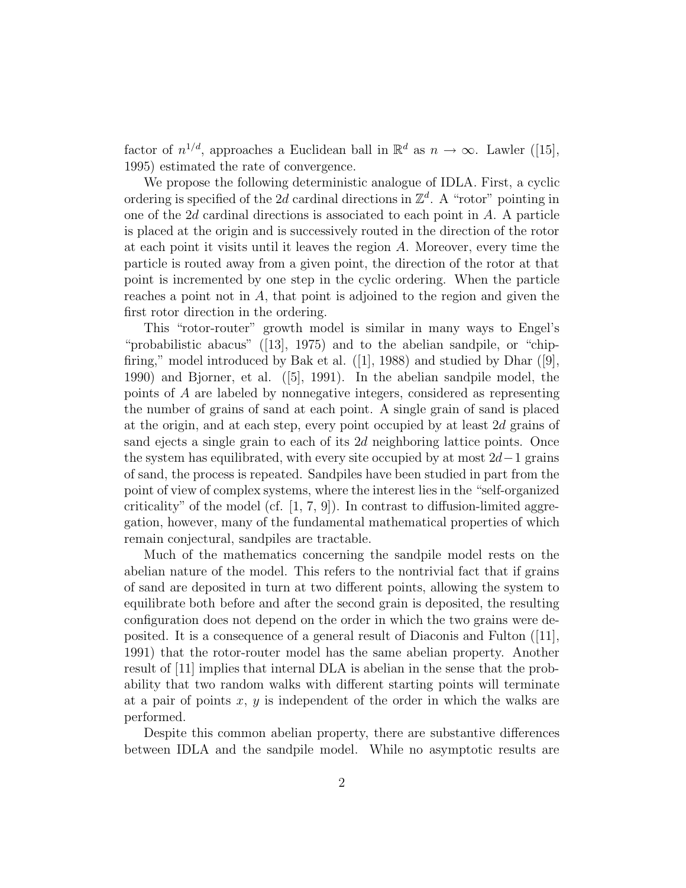factor of $n^{1/d}$, approaches a Euclidean ball in $\mathbb{R}^d$ as $n \to \infty$. Lawler ([15], 1995) estimated the rate of convergence.

We propose the following deterministic analogue of IDLA. First, a cyclic ordering is specified of the $2d$ cardinal directions in $\mathbb{Z}^d$. A "rotor" pointing in one of the $2d$ cardinal directions is associated to each point in $A$. A particle is placed at the origin and is successively routed in the direction of the rotor at each point it visits until it leaves the region $A$. Moreover, every time the particle is routed away from a given point, the direction of the rotor at that point is incremented by one step in the cyclic ordering. When the particle reaches a point not in $A$, that point is adjoined to the region and given the first rotor direction in the ordering.

This "rotor-router" growth model is similar in many ways to Engel's "probabilistic abacus" ([13], 1975) and to the abelian sandpile, or "chip-firing," model introduced by Bak et al. ([1], 1988) and studied by Dhar ([9], 1990) and Bjorner, et al. ([5], 1991). In the abelian sandpile model, the points of $A$ are labeled by nonnegative integers, considered as representing the number of grains of sand at each point. A single grain of sand is placed at the origin, and at each step, every point occupied by at least $2d$ grains of sand ejects a single grain to each of its $2d$ neighboring lattice points. Once the system has equilibrated, with every site occupied by at most $2d-1$ grains of sand, the process is repeated. Sandpiles have been studied in part from the point of view of complex systems, where the interest lies in the "self-organized criticality" of the model (cf. [1, 7, 9]). In contrast to diffusion-limited aggregation, however, many of the fundamental mathematical properties of which remain conjectural, sandpiles are tractable.

Much of the mathematics concerning the sandpile model rests on the abelian nature of the model. This refers to the nontrivial fact that if grains of sand are deposited in turn at two different points, allowing the system to equilibrate both before and after the second grain is deposited, the resulting configuration does not depend on the order in which the two grains were deposited. It is a consequence of a general result of Diaconis and Fulton ([11], 1991) that the rotor-router model has the same abelian property. Another result of [11] implies that internal DLA is abelian in the sense that the probability that two random walks with different starting points will terminate at a pair of points $x$, $y$ is independent of the order in which the walks are performed.

Despite this common abelian property, there are substantive differences between IDLA and the sandpile model. While no asymptotic results are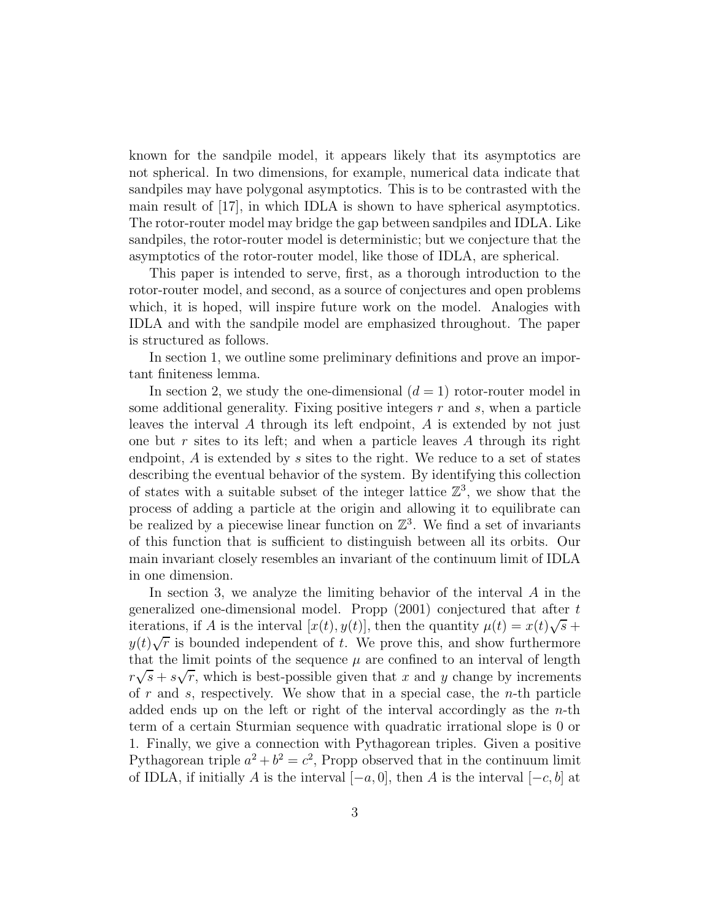known for the sandpile model, it appears likely that its asymptotics are not spherical. In two dimensions, for example, numerical data indicate that sandpiles may have polygonal asymptotics. This is to be contrasted with the main result of [17], in which IDLA is shown to have spherical asymptotics. The rotor-router model may bridge the gap between sandpiles and IDLA. Like sandpiles, the rotor-router model is deterministic; but we conjecture that the asymptotics of the rotor-router model, like those of IDLA, are spherical.

This paper is intended to serve, first, as a thorough introduction to the rotor-router model, and second, as a source of conjectures and open problems which, it is hoped, will inspire future work on the model. Analogies with IDLA and with the sandpile model are emphasized throughout. The paper is structured as follows.

In section 1, we outline some preliminary definitions and prove an important finiteness lemma.

In section 2, we study the one-dimensional ($d = 1$) rotor-router model in some additional generality. Fixing positive integers $r$ and $s$, when a particle leaves the interval $A$ through its left endpoint, $A$ is extended by not just one but $r$ sites to its left; and when a particle leaves $A$ through its right endpoint, $A$ is extended by $s$ sites to the right. We reduce to a set of states describing the eventual behavior of the system. By identifying this collection of states with a suitable subset of the integer lattice $\mathbb{Z}^3$, we show that the process of adding a particle at the origin and allowing it to equilibrate can be realized by a piecewise linear function on $\mathbb{Z}^3$. We find a set of invariants of this function that is sufficient to distinguish between all its orbits. Our main invariant closely resembles an invariant of the continuum limit of IDLA in one dimension.

In section 3, we analyze the limiting behavior of the interval $A$ in the generalized one-dimensional model. Propp (2001) conjectured that after $t$ iterations, if $A$ is the interval $[x(t), y(t)]$, then the quantity $\mu(t) = x(t)\sqrt{s} + y(t)\sqrt{r}$ is bounded independent of $t$. We prove this, and show furthermore that the limit points of the sequence $\mu$ are confined to an interval of length $r\sqrt{s} + s\sqrt{r}$, which is best-possible given that $x$ and $y$ change by increments of $r$ and $s$, respectively. We show that in a special case, the $n$-th particle added ends up on the left or right of the interval accordingly as the $n$-th term of a certain Sturmian sequence with quadratic irrational slope is 0 or 1. Finally, we give a connection with Pythagorean triples. Given a positive Pythagorean triple $a^2 + b^2 = c^2$, Propp observed that in the continuum limit of IDLA, if initially $A$ is the interval $[-a, 0]$, then $A$ is the interval $[-c, b]$ at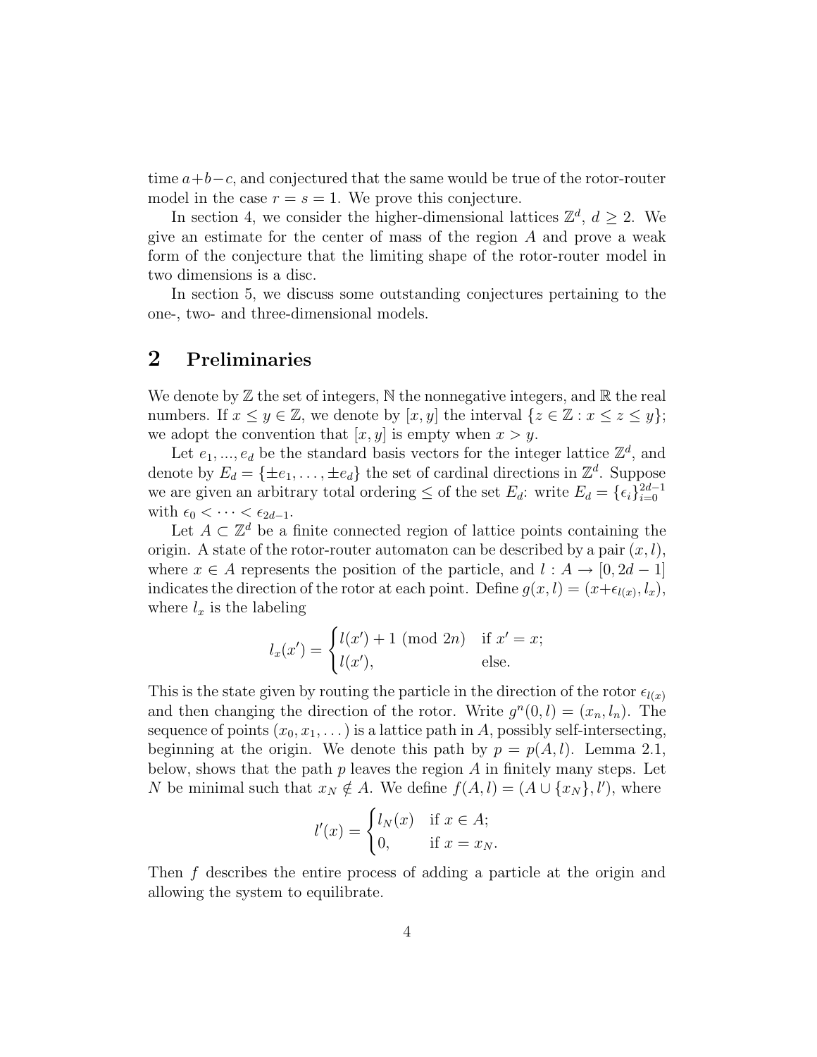time $a+b-c$, and conjectured that the same would be true of the rotor-router model in the case $r=s=1$. We prove this conjecture.

In section 4, we consider the higher-dimensional lattices $\mathbb{Z}^d$, $d \geq 2$. We give an estimate for the center of mass of the region $A$ and prove a weak form of the conjecture that the limiting shape of the rotor-router model in two dimensions is a disc.

In section 5, we discuss some outstanding conjectures pertaining to the one-, two- and three-dimensional models.

## 2 Preliminaries

We denote by $\mathbb{Z}$ the set of integers, $\mathbb{N}$ the nonnegative integers, and $\mathbb{R}$ the real numbers. If $x \leq y \in \mathbb{Z}$, we denote by $[x, y]$ the interval $\{z \in \mathbb{Z} : x \leq z \leq y\}$; we adopt the convention that $[x, y]$ is empty when $x > y$.

Let $e_1, ..., e_d$ be the standard basis vectors for the integer lattice $\mathbb{Z}^d$, and denote by $E_d = \{\pm e_1, \ldots, \pm e_d\}$ the set of cardinal directions in $\mathbb{Z}^d$. Suppose we are given an arbitrary total ordering $\leq$ of the set $E_d$: write $E_d = \{\epsilon_i\}_{i=0}^{2d-1}$ with $\epsilon_0 < \cdots < \epsilon_{2d-1}$.

Let $A \subset \mathbb{Z}^d$ be a finite connected region of lattice points containing the origin. A state of the rotor-router automaton can be described by a pair $(x, l)$, where $x \in A$ represents the position of the particle, and $l : A \to [0, 2d-1]$ indicates the direction of the rotor at each point. Define $g(x, l) = (x + \epsilon_{l(x)}, l_x)$, where $l_x$ is the labeling

$$l_x(x') = \begin{cases} l(x') + 1 \pmod{2n} & \text{if } x' = x; \\ l(x'), & \text{else.} \end{cases}$$

This is the state given by routing the particle in the direction of the rotor $\epsilon_{l(x)}$ and then changing the direction of the rotor. Write $g^n(0, l) = (x_n, l_n)$. The sequence of points $(x_0, x_1, \ldots)$ is a lattice path in $A$, possibly self-intersecting, beginning at the origin. We denote this path by $p = p(A, l)$. Lemma 2.1, below, shows that the path $p$ leaves the region $A$ in finitely many steps. Let $N$ be minimal such that $x_N \notin A$. We define $f(A, l) = (A \cup \{x_N\}, l')$, where

$$l'(x) = \begin{cases} l_N(x) & \text{if } x \in A; \\ 0, & \text{if } x = x_N. \end{cases}$$

Then $f$ describes the entire process of adding a particle at the origin and allowing the system to equilibrate.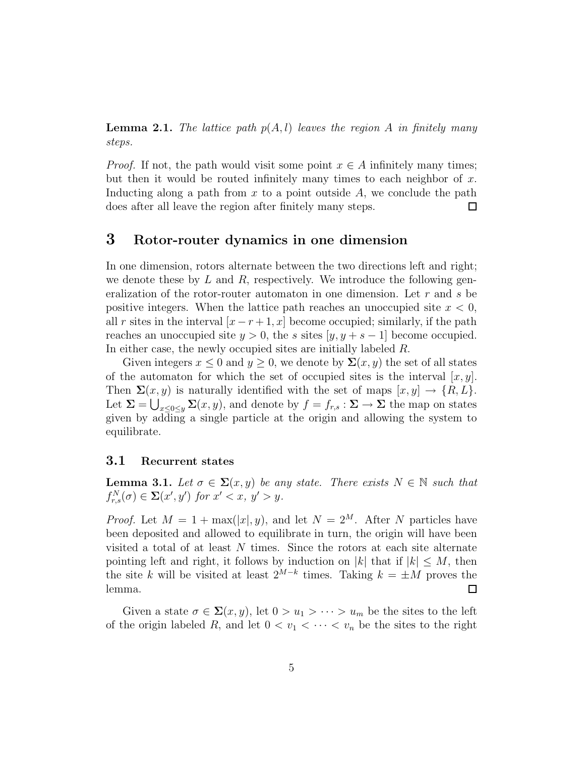**Lemma 2.1.** *The lattice path $p(A, l)$ leaves the region $A$ in finitely many steps.*

*Proof.* If not, the path would visit some point $x \in A$ infinitely many times; but then it would be routed infinitely many times to each neighbor of $x$. Inducting along a path from $x$ to a point outside $A$, we conclude the path does after all leave the region after finitely many steps. $\square$

# 3 Rotor-router dynamics in one dimension

In one dimension, rotors alternate between the two directions left and right; we denote these by $L$ and $R$, respectively. We introduce the following generalization of the rotor-router automaton in one dimension. Let $r$ and $s$ be positive integers. When the lattice path reaches an unoccupied site $x < 0$, all $r$ sites in the interval $[x - r + 1, x]$ become occupied; similarly, if the path reaches an unoccupied site $y > 0$, the $s$ sites $[y, y + s - 1]$ become occupied. In either case, the newly occupied sites are initially labeled $R$.

Given integers $x \leq 0$ and $y \geq 0$, we denote by $\mathbf{\Sigma}(x, y)$ the set of all states of the automaton for which the set of occupied sites is the interval $[x, y]$. Then $\mathbf{\Sigma}(x, y)$ is naturally identified with the set of maps $[x, y] \to \{R, L\}$. Let $\mathbf{\Sigma} = \bigcup_{x \leq 0 \leq y} \mathbf{\Sigma}(x, y)$, and denote by $f = f_{r,s} : \mathbf{\Sigma} \to \mathbf{\Sigma}$ the map on states given by adding a single particle at the origin and allowing the system to equilibrate.

## 3.1 Recurrent states

**Lemma 3.1.** *Let $\sigma \in \mathbf{\Sigma}(x, y)$ be any state. There exists $N \in \mathbb{N}$ such that $f^N_{r,s}(\sigma) \in \mathbf{\Sigma}(x', y')$ for $x' < x$, $y' > y$.*

*Proof.* Let $M = 1 + \max(|x|, y)$, and let $N = 2^M$. After $N$ particles have been deposited and allowed to equilibrate in turn, the origin will have been visited a total of at least $N$ times. Since the rotors at each site alternate pointing left and right, it follows by induction on $|k|$ that if $|k| \leq M$, then the site $k$ will be visited at least $2^{M-k}$ times. Taking $k = \pm M$ proves the lemma. $\square$

Given a state $\sigma \in \mathbf{\Sigma}(x, y)$, let $0 > u_1 > \cdots > u_m$ be the sites to the left of the origin labeled $R$, and let $0 < v_1 < \cdots < v_n$ be the sites to the right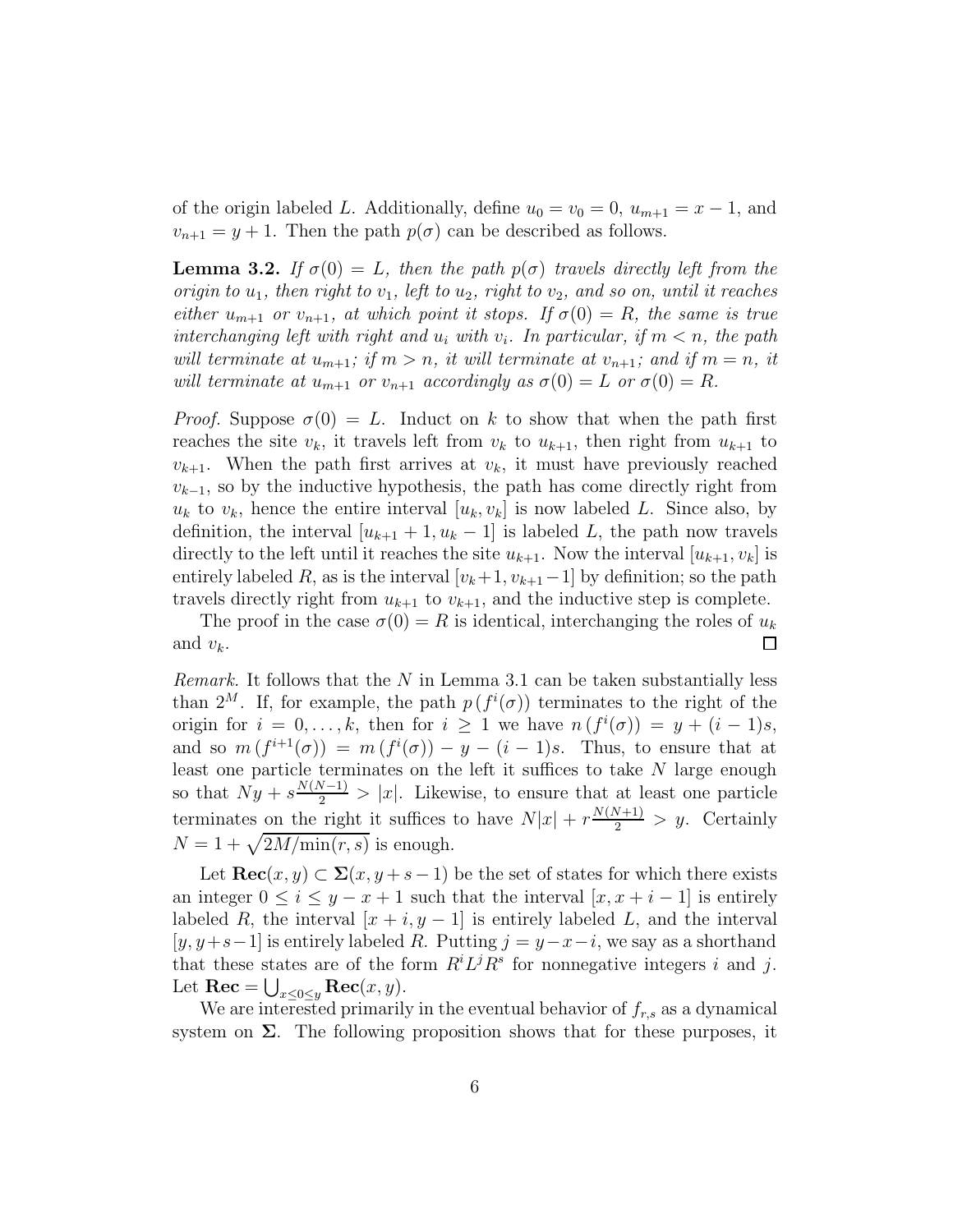of the origin labeled $L$. Additionally, define $u_0 = v_0 = 0$, $u_{m+1} = x - 1$, and $v_{n+1} = y + 1$. Then the path $p(\sigma)$ can be described as follows.

**Lemma 3.2.** *If $\sigma(0) = L$, then the path $p(\sigma)$ travels directly left from the origin to $u_1$, then right to $v_1$, left to $u_2$, right to $v_2$, and so on, until it reaches either $u_{m+1}$ or $v_{n+1}$, at which point it stops. If $\sigma(0) = R$, the same is true interchanging left with right and $u_i$ with $v_i$. In particular, if $m < n$, the path will terminate at $u_{m+1}$; if $m > n$, it will terminate at $v_{n+1}$; and if $m = n$, it will terminate at $u_{m+1}$ or $v_{n+1}$ accordingly as $\sigma(0) = L$ or $\sigma(0) = R$.*

*Proof.* Suppose $\sigma(0) = L$. Induct on $k$ to show that when the path first reaches the site $v_k$, it travels left from $v_k$ to $u_{k+1}$, then right from $u_{k+1}$ to $v_{k+1}$. When the path first arrives at $v_k$, it must have previously reached $v_{k-1}$, so by the inductive hypothesis, the path has come directly right from $u_k$ to $v_k$, hence the entire interval $[u_k, v_k]$ is now labeled $L$. Since also, by definition, the interval $[u_{k+1} + 1, u_k - 1]$ is labeled $L$, the path now travels directly to the left until it reaches the site $u_{k+1}$. Now the interval $[u_{k+1}, v_k]$ is entirely labeled $R$, as is the interval $[v_k+1, v_{k+1}-1]$ by definition; so the path travels directly right from $u_{k+1}$ to $v_{k+1}$, and the inductive step is complete.

The proof in the case $\sigma(0) = R$ is identical, interchanging the roles of $u_k$ and $v_k$. $\square$

*Remark.* It follows that the $N$ in Lemma 3.1 can be taken substantially less than $2^M$. If, for example, the path $p(f^i(\sigma))$ terminates to the right of the origin for $i = 0, \ldots, k$, then for $i \geq 1$ we have $n(f^i(\sigma)) = y + (i-1)s$, and so $m(f^{i+1}(\sigma)) = m(f^i(\sigma)) - y - (i-1)s$. Thus, to ensure that at least one particle terminates on the left it suffices to take $N$ large enough so that $Ny + s\frac{N(N-1)}{2} > |x|$. Likewise, to ensure that at least one particle terminates on the right it suffices to have $N|x| + r\frac{N(N+1)}{2} > y$. Certainly $N = 1 + \sqrt{2M/\min(r,s)}$ is enough.

Let $\mathbf{Rec}(x, y) \subset \mathbf{\Sigma}(x, y+s-1)$ be the set of states for which there exists an integer $0 \leq i \leq y - x + 1$ such that the interval $[x, x+i-1]$ is entirely labeled $R$, the interval $[x+i, y-1]$ is entirely labeled $L$, and the interval $[y, y+s-1]$ is entirely labeled $R$. Putting $j = y - x - i$, we say as a shorthand that these states are of the form $R^i L^j R^s$ for nonnegative integers $i$ and $j$. Let $\mathbf{Rec} = \bigcup_{x \leq 0 \leq y} \mathbf{Rec}(x, y)$.

We are interested primarily in the eventual behavior of $f_{r,s}$ as a dynamical system on $\mathbf{\Sigma}$. The following proposition shows that for these purposes, it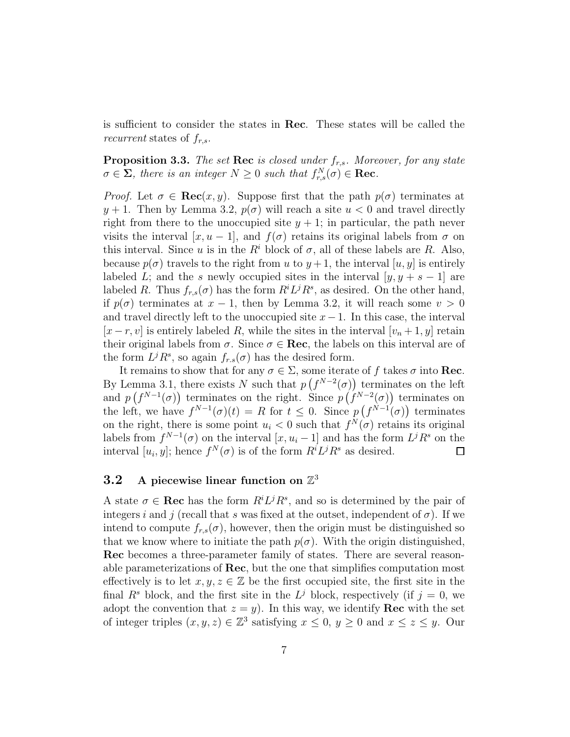is sufficient to consider the states in **Rec**. These states will be called the *recurrent* states of $f_{r,s}$.

**Proposition 3.3.** *The set* **Rec** *is closed under* $f_{r,s}$. *Moreover, for any state* $\sigma \in \mathbf{\Sigma}$, *there is an integer* $N \geq 0$ *such that* $f_{r,s}^N(\sigma) \in \mathbf{Rec}$.

*Proof.* Let $\sigma \in \mathbf{Rec}(x, y)$. Suppose first that the path $p(\sigma)$ terminates at $y+1$. Then by Lemma 3.2, $p(\sigma)$ will reach a site $u < 0$ and travel directly right from there to the unoccupied site $y+1$; in particular, the path never visits the interval $[x, u-1]$, and $f(\sigma)$ retains its original labels from $\sigma$ on this interval. Since $u$ is in the $R^i$ block of $\sigma$, all of these labels are $R$. Also, because $p(\sigma)$ travels to the right from $u$ to $y+1$, the interval $[u, y]$ is entirely labeled $L$; and the $s$ newly occupied sites in the interval $[y, y+s-1]$ are labeled $R$. Thus $f_{r,s}(\sigma)$ has the form $R^i L^j R^s$, as desired. On the other hand, if $p(\sigma)$ terminates at $x-1$, then by Lemma 3.2, it will reach some $v > 0$ and travel directly left to the unoccupied site $x-1$. In this case, the interval $[x-r, v]$ is entirely labeled $R$, while the sites in the interval $[v_n+1, y]$ retain their original labels from $\sigma$. Since $\sigma \in \mathbf{Rec}$, the labels on this interval are of the form $L^j R^s$, so again $f_{r.s}(\sigma)$ has the desired form.

It remains to show that for any $\sigma \in \Sigma$, some iterate of $f$ takes $\sigma$ into **Rec**. By Lemma 3.1, there exists $N$ such that $p\left(f^{N-2}(\sigma)\right)$ terminates on the left and $p\left(f^{N-1}(\sigma)\right)$ terminates on the right. Since $p\left(f^{N-2}(\sigma)\right)$ terminates on the left, we have $f^{N-1}(\sigma)(t) = R$ for $t \leq 0$. Since $p\left(f^{N-1}(\sigma)\right)$ terminates on the right, there is some point $u_i < 0$ such that $f^N(\sigma)$ retains its original labels from $f^{N-1}(\sigma)$ on the interval $[x, u_i - 1]$ and has the form $L^j R^s$ on the interval $[u_i, y]$; hence $f^N(\sigma)$ is of the form $R^i L^j R^s$ as desired. $\square$

### 3.2 A piecewise linear function on $\mathbb{Z}^3$

A state $\sigma \in \mathbf{Rec}$ has the form $R^i L^j R^s$, and so is determined by the pair of integers $i$ and $j$ (recall that $s$ was fixed at the outset, independent of $\sigma$). If we intend to compute $f_{r,s}(\sigma)$, however, then the origin must be distinguished so that we know where to initiate the path $p(\sigma)$. With the origin distinguished, **Rec** becomes a three-parameter family of states. There are several reasonable parameterizations of **Rec**, but the one that simplifies computation most effectively is to let $x, y, z \in \mathbb{Z}$ be the first occupied site, the first site in the final $R^s$ block, and the first site in the $L^j$ block, respectively (if $j = 0$, we adopt the convention that $z = y$). In this way, we identify **Rec** with the set of integer triples $(x, y, z) \in \mathbb{Z}^3$ satisfying $x \leq 0$, $y \geq 0$ and $x \leq z \leq y$. Our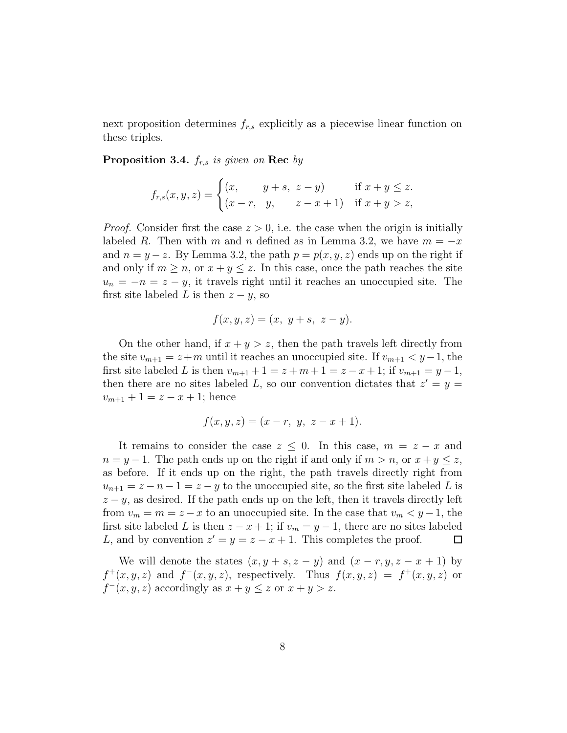next proposition determines $f_{r,s}$ explicitly as a piecewise linear function on these triples.

**Proposition 3.4.** *$f_{r,s}$ is given on* **Rec** *by*

$$f_{r,s}(x,y,z) = \begin{cases} (x, \quad\; y+s, \;\; z-y) & \text{if } x+y \le z. \\ (x-r, \;\; y, \quad\;\; z-x+1) & \text{if } x+y > z, \end{cases}$$

*Proof.* Consider first the case $z > 0$, i.e. the case when the origin is initially labeled $R$. Then with $m$ and $n$ defined as in Lemma 3.2, we have $m = -x$ and $n = y - z$. By Lemma 3.2, the path $p = p(x,y,z)$ ends up on the right if and only if $m \ge n$, or $x + y \le z$. In this case, once the path reaches the site $u_n = -n = z - y$, it travels right until it reaches an unoccupied site. The first site labeled $L$ is then $z - y$, so

$$f(x,y,z) = (x, \;\; y+s, \;\; z-y).$$

On the other hand, if $x + y > z$, then the path travels left directly from the site $v_{m+1} = z+m$ until it reaches an unoccupied site. If $v_{m+1} < y-1$, the first site labeled $L$ is then $v_{m+1}+1 = z+m+1 = z-x+1$; if $v_{m+1} = y-1$, then there are no sites labeled $L$, so our convention dictates that $z' = y = v_{m+1} + 1 = z - x + 1$; hence

$$f(x,y,z) = (x-r, \;\; y, \;\; z-x+1).$$

It remains to consider the case $z \le 0$. In this case, $m = z - x$ and $n = y - 1$. The path ends up on the right if and only if $m > n$, or $x + y \le z$, as before. If it ends up on the right, the path travels directly right from $u_{n+1} = z - n - 1 = z - y$ to the unoccupied site, so the first site labeled $L$ is $z - y$, as desired. If the path ends up on the left, then it travels directly left from $v_m = m = z - x$ to an unoccupied site. In the case that $v_m < y - 1$, the first site labeled $L$ is then $z - x + 1$; if $v_m = y - 1$, there are no sites labeled $L$, and by convention $z' = y = z - x + 1$. This completes the proof. $\square$

We will denote the states $(x, y+s, z-y)$ and $(x-r, y, z-x+1)$ by $f^+(x,y,z)$ and $f^-(x,y,z)$, respectively. Thus $f(x,y,z) = f^+(x,y,z)$ or $f^-(x,y,z)$ accordingly as $x + y \le z$ or $x + y > z$.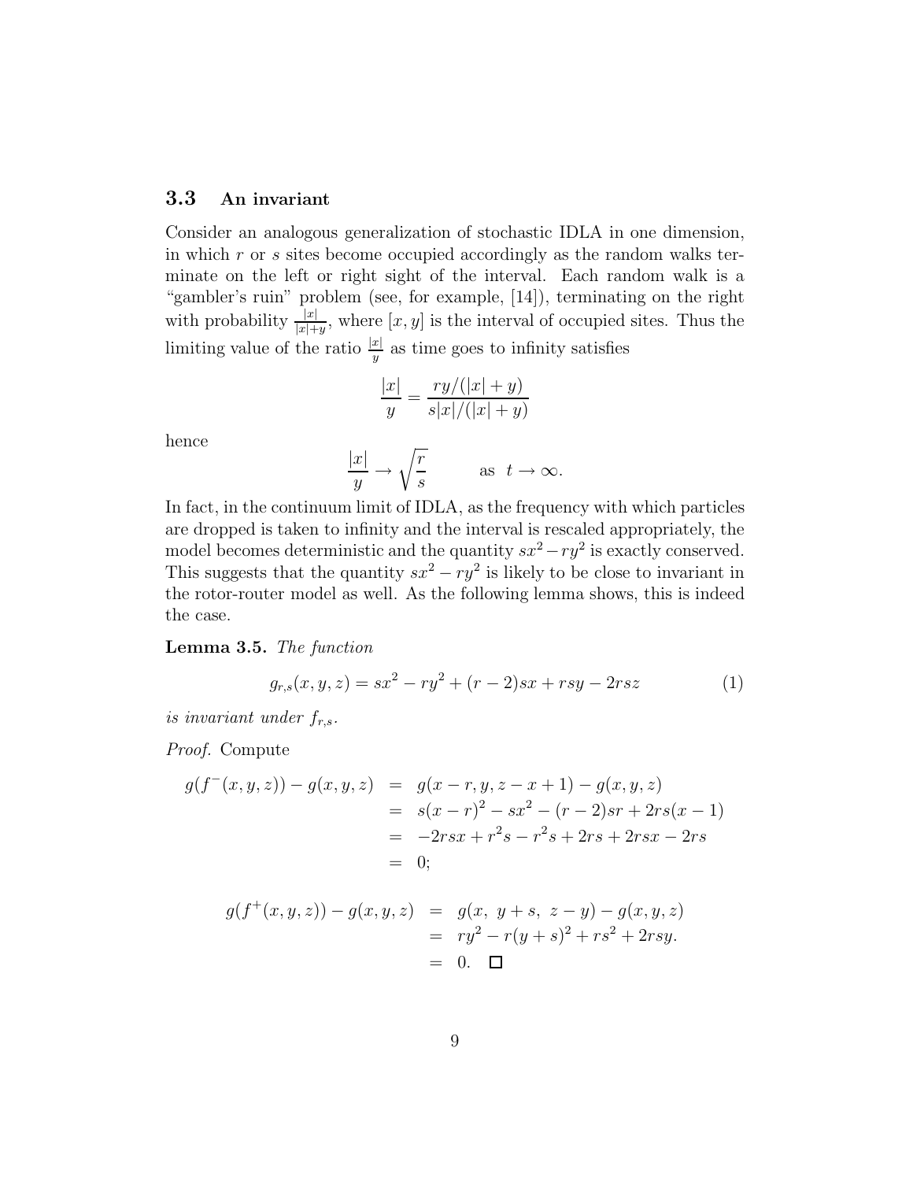### 3.3 An invariant

Consider an analogous generalization of stochastic IDLA in one dimension, in which $r$ or $s$ sites become occupied accordingly as the random walks terminate on the left or right sight of the interval. Each random walk is a "gambler's ruin" problem (see, for example, [14]), terminating on the right with probability $\frac{|x|}{|x|+y}$, where $[x, y]$ is the interval of occupied sites. Thus the limiting value of the ratio $\frac{|x|}{y}$ as time goes to infinity satisfies

$$\frac{|x|}{y} = \frac{ry/(|x|+y)}{s|x|/(|x|+y)}$$

hence

$$\frac{|x|}{y} \to \sqrt{\frac{r}{s}} \qquad \text{as } \ t \to \infty.$$

In fact, in the continuum limit of IDLA, as the frequency with which particles are dropped is taken to infinity and the interval is rescaled appropriately, the model becomes deterministic and the quantity $sx^2 - ry^2$ is exactly conserved. This suggests that the quantity $sx^2 - ry^2$ is likely to be close to invariant in the rotor-router model as well. As the following lemma shows, this is indeed the case.

**Lemma 3.5.** *The function*

$$g_{r,s}(x, y, z) = sx^2 - ry^2 + (r-2)sx + rsy - 2rsz \tag{1}$$

*is invariant under* $f_{r,s}$.

*Proof.* Compute

$$\begin{aligned}
g(f^-(x,y,z)) - g(x,y,z) &= g(x-r, y, z-x+1) - g(x,y,z) \\
&= s(x-r)^2 - sx^2 - (r-2)sr + 2rs(x-1) \\
&= -2rsx + r^2s - r^2s + 2rs + 2rsx - 2rs \\
&= 0;
\end{aligned}$$

$$\begin{aligned}
g(f^+(x,y,z)) - g(x,y,z) &= g(x,\ y+s,\ z-y) - g(x,y,z) \\
&= ry^2 - r(y+s)^2 + rs^2 + 2rsy. \\
&= 0. \quad \square
\end{aligned}$$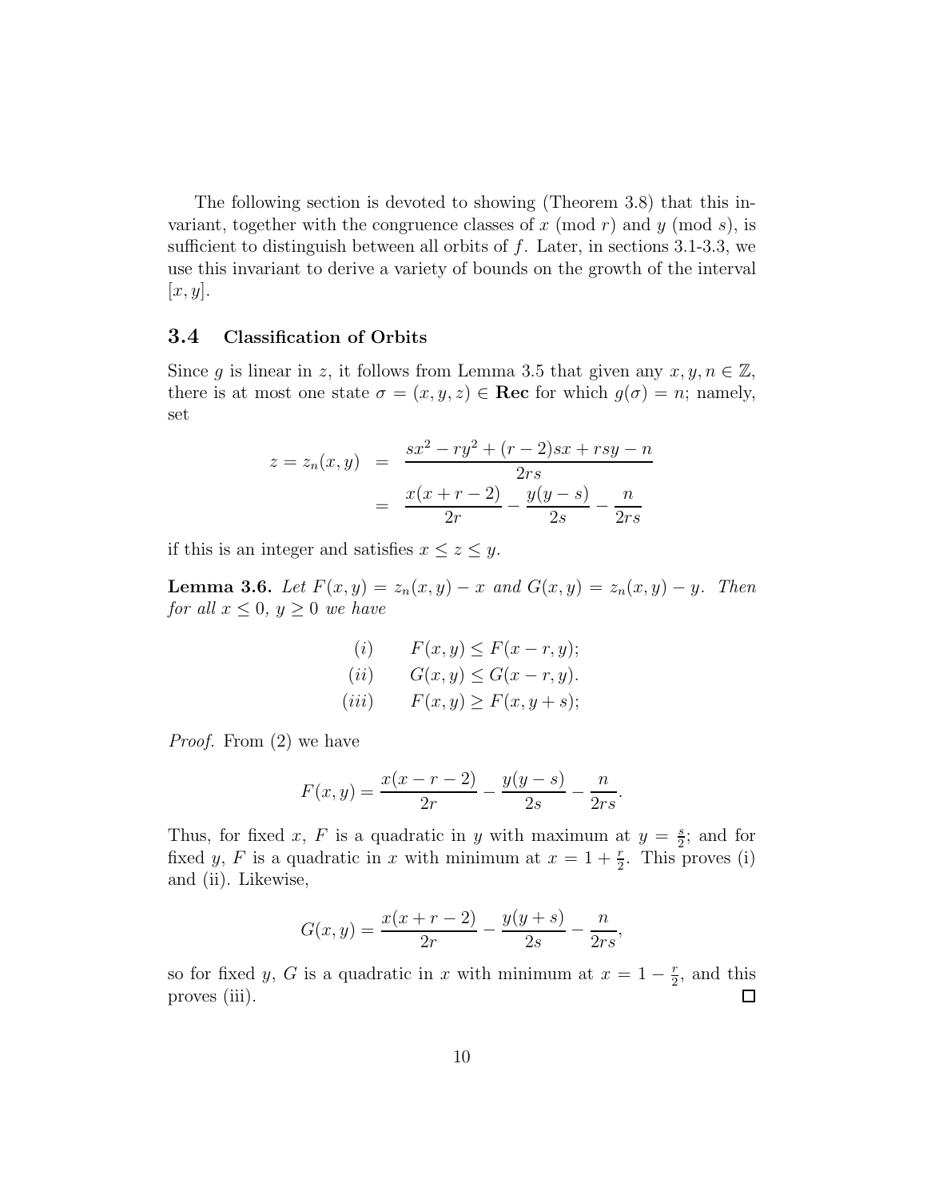The following section is devoted to showing (Theorem 3.8) that this invariant, together with the congruence classes of $x \pmod r$ and $y \pmod s$, is sufficient to distinguish between all orbits of $f$. Later, in sections 3.1-3.3, we use this invariant to derive a variety of bounds on the growth of the interval $[x, y]$.

### 3.4 Classification of Orbits

Since $g$ is linear in $z$, it follows from Lemma 3.5 that given any $x, y, n \in \mathbb{Z}$, there is at most one state $\sigma = (x, y, z) \in \mathbf{Rec}$ for which $g(\sigma) = n$; namely, set

$$
\begin{aligned}
z = z_n(x, y) &= \frac{sx^2 - ry^2 + (r-2)sx + rsy - n}{2rs} \\
&= \frac{x(x + r - 2)}{2r} - \frac{y(y - s)}{2s} - \frac{n}{2rs}
\end{aligned}
$$

if this is an integer and satisfies $x \le z \le y$.

**Lemma 3.6.** *Let $F(x, y) = z_n(x, y) - x$ and $G(x, y) = z_n(x, y) - y$. Then for all $x \le 0$, $y \ge 0$ we have*

$$
\begin{aligned}
&(i) \qquad F(x, y) \le F(x - r, y); \\
&(ii) \qquad G(x, y) \le G(x - r, y). \\
&(iii) \qquad F(x, y) \ge F(x, y + s);
\end{aligned}
$$

*Proof.* From (2) we have

$$
F(x, y) = \frac{x(x - r - 2)}{2r} - \frac{y(y - s)}{2s} - \frac{n}{2rs}.
$$

Thus, for fixed $x$, $F$ is a quadratic in $y$ with maximum at $y = \frac{s}{2}$; and for fixed $y$, $F$ is a quadratic in $x$ with minimum at $x = 1 + \frac{r}{2}$. This proves (i) and (ii). Likewise,

$$
G(x, y) = \frac{x(x + r - 2)}{2r} - \frac{y(y + s)}{2s} - \frac{n}{2rs},
$$

so for fixed $y$, $G$ is a quadratic in $x$ with minimum at $x = 1 - \frac{r}{2}$, and this proves (iii). $\square$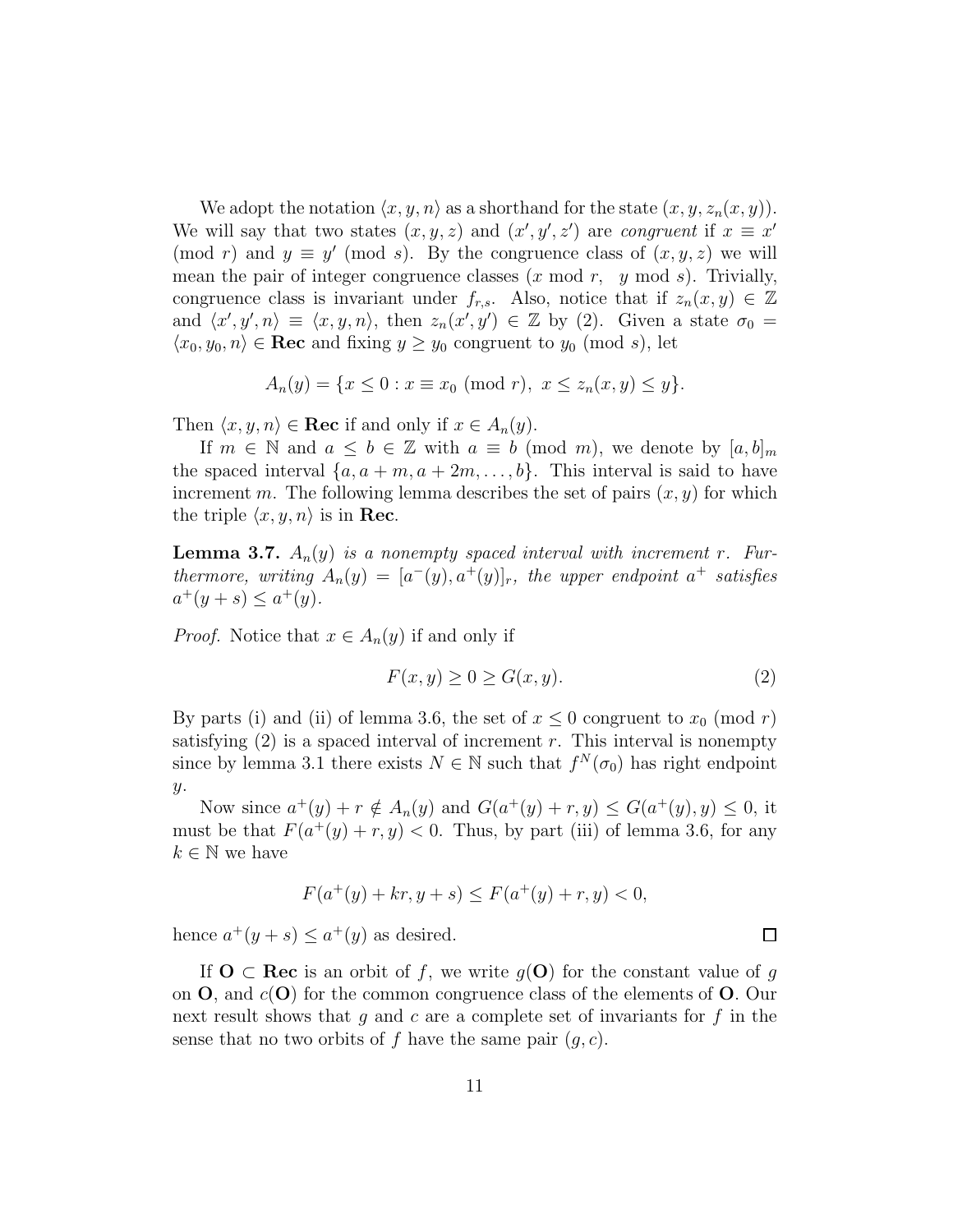We adopt the notation $\langle x, y, n\rangle$ as a shorthand for the state $(x, y, z_n(x, y))$. We will say that two states $(x, y, z)$ and $(x', y', z')$ are *congruent* if $x \equiv x'$ (mod $r$) and $y \equiv y'$ (mod $s$). By the congruence class of $(x, y, z)$ we will mean the pair of integer congruence classes ($x$ mod $r$, $y$ mod $s$). Trivially, congruence class is invariant under $f_{r,s}$. Also, notice that if $z_n(x, y) \in \mathbb{Z}$ and $\langle x', y', n\rangle \equiv \langle x, y, n\rangle$, then $z_n(x', y') \in \mathbb{Z}$ by (2). Given a state $\sigma_0 = \langle x_0, y_0, n\rangle \in \mathbf{Rec}$ and fixing $y \geq y_0$ congruent to $y_0$ (mod $s$), let

$$A_n(y) = \{x \leq 0 : x \equiv x_0 \text{ (mod } r),\ x \leq z_n(x, y) \leq y\}.$$

Then $\langle x, y, n\rangle \in \mathbf{Rec}$ if and only if $x \in A_n(y)$.

If $m \in \mathbb{N}$ and $a \leq b \in \mathbb{Z}$ with $a \equiv b$ (mod $m$), we denote by $[a, b]_m$ the spaced interval $\{a, a + m, a + 2m, \ldots, b\}$. This interval is said to have increment $m$. The following lemma describes the set of pairs $(x, y)$ for which the triple $\langle x, y, n\rangle$ is in $\mathbf{Rec}$.

**Lemma 3.7.** *$A_n(y)$ is a nonempty spaced interval with increment $r$. Furthermore, writing $A_n(y) = [a^-(y), a^+(y)]_r$, the upper endpoint $a^+$ satisfies $a^+(y + s) \leq a^+(y)$.*

*Proof.* Notice that $x \in A_n(y)$ if and only if

$$F(x, y) \geq 0 \geq G(x, y). \tag{2}$$

By parts (i) and (ii) of lemma 3.6, the set of $x \leq 0$ congruent to $x_0$ (mod $r$) satisfying (2) is a spaced interval of increment $r$. This interval is nonempty since by lemma 3.1 there exists $N \in \mathbb{N}$ such that $f^N(\sigma_0)$ has right endpoint $y$.

Now since $a^+(y) + r \notin A_n(y)$ and $G(a^+(y) + r, y) \leq G(a^+(y), y) \leq 0$, it must be that $F(a^+(y) + r, y) < 0$. Thus, by part (iii) of lemma 3.6, for any $k \in \mathbb{N}$ we have

$$F(a^+(y) + kr, y + s) \leq F(a^+(y) + r, y) < 0,$$

hence $a^+(y + s) \leq a^+(y)$ as desired. $\square$

If $\mathbf{O} \subset \mathbf{Rec}$ is an orbit of $f$, we write $g(\mathbf{O})$ for the constant value of $g$ on $\mathbf{O}$, and $c(\mathbf{O})$ for the common congruence class of the elements of $\mathbf{O}$. Our next result shows that $g$ and $c$ are a complete set of invariants for $f$ in the sense that no two orbits of $f$ have the same pair $(g, c)$.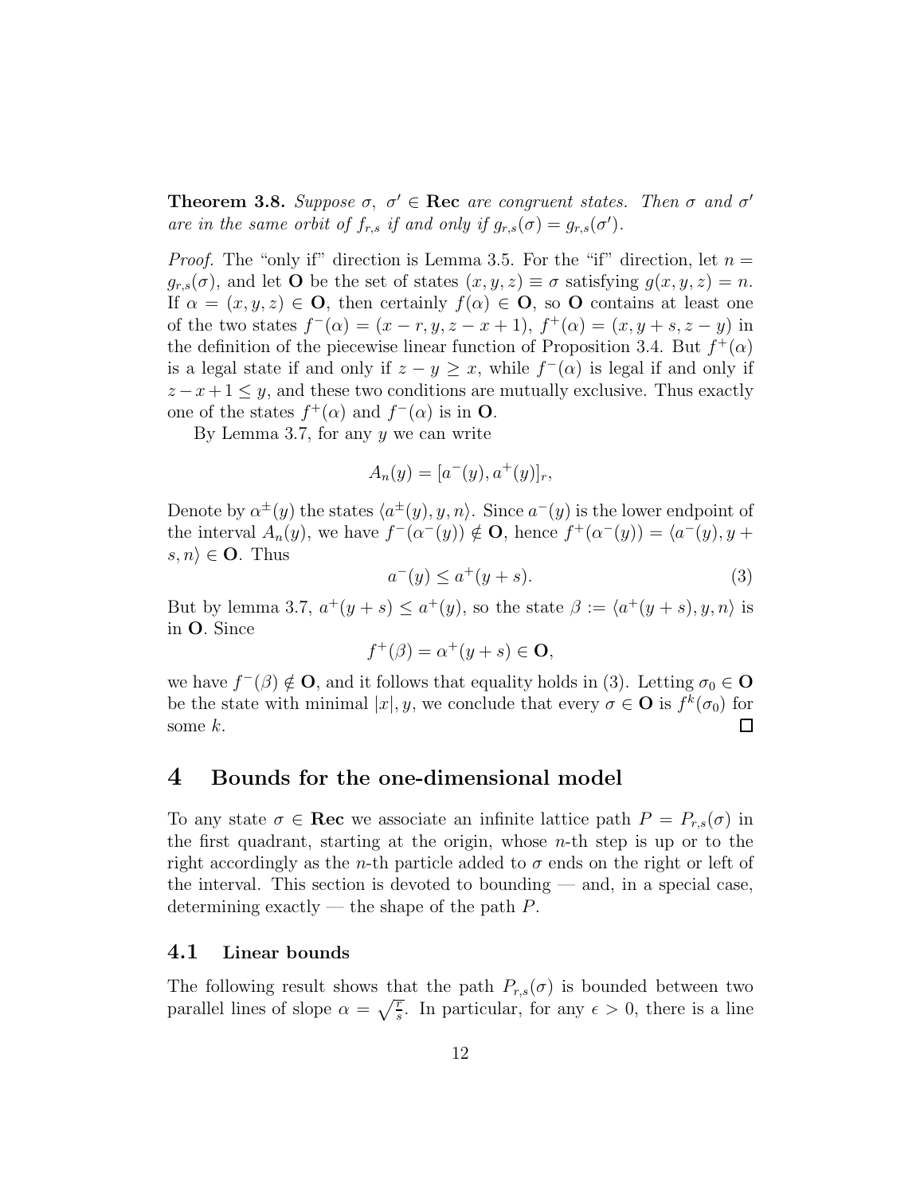**Theorem 3.8.** *Suppose $\sigma$, $\sigma' \in$ **Rec** are congruent states. Then $\sigma$ and $\sigma'$ are in the same orbit of $f_{r,s}$ if and only if $g_{r,s}(\sigma) = g_{r,s}(\sigma')$.*

*Proof.* The "only if" direction is Lemma 3.5. For the "if" direction, let $n = g_{r,s}(\sigma)$, and let $\mathbf{O}$ be the set of states $(x, y, z) \equiv \sigma$ satisfying $g(x, y, z) = n$. If $\alpha = (x, y, z) \in \mathbf{O}$, then certainly $f(\alpha) \in \mathbf{O}$, so $\mathbf{O}$ contains at least one of the two states $f^-(\alpha) = (x - r, y, z - x + 1)$, $f^+(\alpha) = (x, y + s, z - y)$ in the definition of the piecewise linear function of Proposition 3.4. But $f^+(\alpha)$ is a legal state if and only if $z - y \geq x$, while $f^-(\alpha)$ is legal if and only if $z - x + 1 \leq y$, and these two conditions are mutually exclusive. Thus exactly one of the states $f^+(\alpha)$ and $f^-(\alpha)$ is in $\mathbf{O}$.

By Lemma 3.7, for any $y$ we can write

$$A_n(y) = [a^-(y), a^+(y)]_r,$$

Denote by $\alpha^\pm(y)$ the states $\langle a^\pm(y), y, n\rangle$. Since $a^-(y)$ is the lower endpoint of the interval $A_n(y)$, we have $f^-(\alpha^-(y)) \notin \mathbf{O}$, hence $f^+(\alpha^-(y)) = \langle a^-(y), y + s, n\rangle \in \mathbf{O}$. Thus

$$a^-(y) \leq a^+(y + s). \tag{3}$$

But by lemma 3.7, $a^+(y + s) \leq a^+(y)$, so the state $\beta := \langle a^+(y + s), y, n\rangle$ is in $\mathbf{O}$. Since

$$f^+(\beta) = \alpha^+(y + s) \in \mathbf{O},$$

we have $f^-(\beta) \notin \mathbf{O}$, and it follows that equality holds in (3). Letting $\sigma_0 \in \mathbf{O}$ be the state with minimal $|x|, y$, we conclude that every $\sigma \in \mathbf{O}$ is $f^k(\sigma_0)$ for some $k$. $\square$

# 4 Bounds for the one-dimensional model

To any state $\sigma \in$ **Rec** we associate an infinite lattice path $P = P_{r,s}(\sigma)$ in the first quadrant, starting at the origin, whose $n$-th step is up or to the right accordingly as the $n$-th particle added to $\sigma$ ends on the right or left of the interval. This section is devoted to bounding — and, in a special case, determining exactly — the shape of the path $P$.

## 4.1 Linear bounds

The following result shows that the path $P_{r,s}(\sigma)$ is bounded between two parallel lines of slope $\alpha = \sqrt{\frac{r}{s}}$. In particular, for any $\epsilon > 0$, there is a line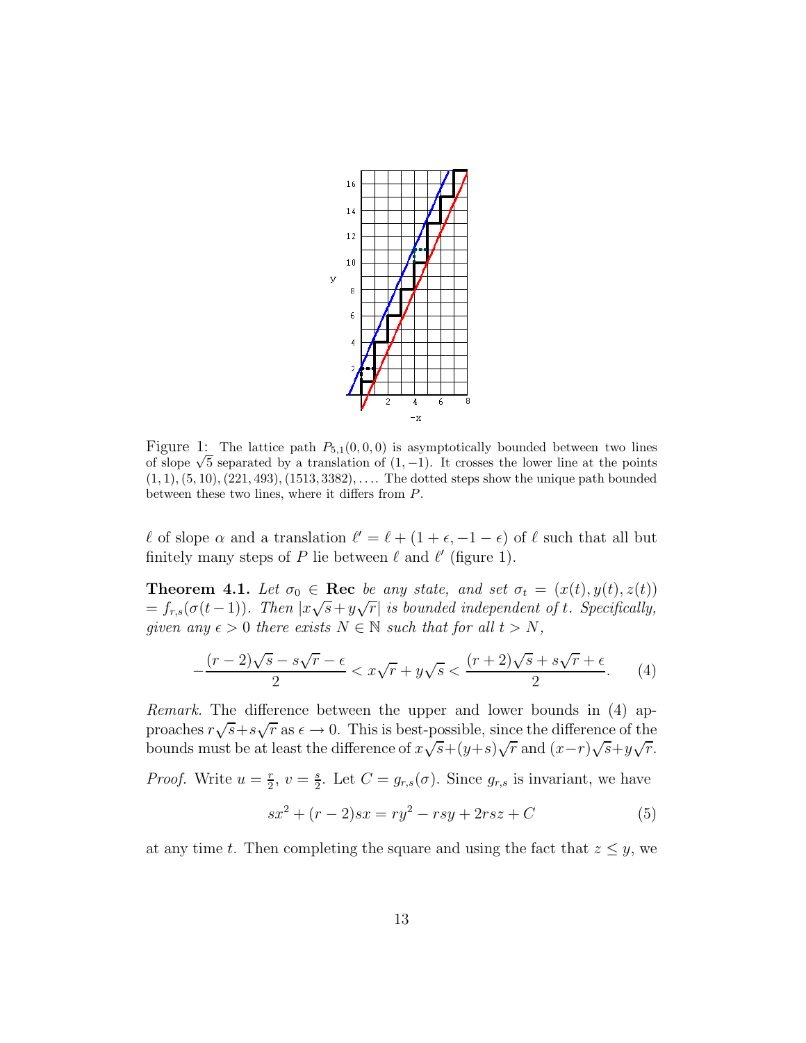Figure 1: The lattice path $P_{5,1}(0,0,0)$ is asymptotically bounded between two lines of slope $\sqrt{5}$ separated by a translation of $(1,-1)$. It crosses the lower line at the points $(1,1), (5,10), (221,493), (1513,3382), \ldots$. The dotted steps show the unique path bounded between these two lines, where it differs from $P$.

$\ell$ of slope $\alpha$ and a translation $\ell' = \ell + (1+\epsilon, -1-\epsilon)$ of $\ell$ such that all but finitely many steps of $P$ lie between $\ell$ and $\ell'$ (figure 1).

**Theorem 4.1.** *Let $\sigma_0 \in$ **Rec** be any state, and set $\sigma_t = (x(t), y(t), z(t)) = f_{r,s}(\sigma(t-1))$. Then $|x\sqrt{s}+y\sqrt{r}|$ is bounded independent of $t$. Specifically, given any $\epsilon > 0$ there exists $N \in \mathbb{N}$ such that for all $t > N$,*

$$-\frac{(r-2)\sqrt{s} - s\sqrt{r} - \epsilon}{2} < x\sqrt{r} + y\sqrt{s} < \frac{(r+2)\sqrt{s} + s\sqrt{r} + \epsilon}{2}. \qquad (4)$$

*Remark.* The difference between the upper and lower bounds in (4) approaches $r\sqrt{s}+s\sqrt{r}$ as $\epsilon \to 0$. This is best-possible, since the difference of the bounds must be at least the difference of $x\sqrt{s}+(y+s)\sqrt{r}$ and $(x-r)\sqrt{s}+y\sqrt{r}$.

*Proof.* Write $u = \frac{r}{2}$, $v = \frac{s}{2}$. Let $C = g_{r,s}(\sigma)$. Since $g_{r,s}$ is invariant, we have

$$sx^2 + (r-2)sx = ry^2 - rsy + 2rsz + C \qquad (5)$$

at any time $t$. Then completing the square and using the fact that $z \leq y$, we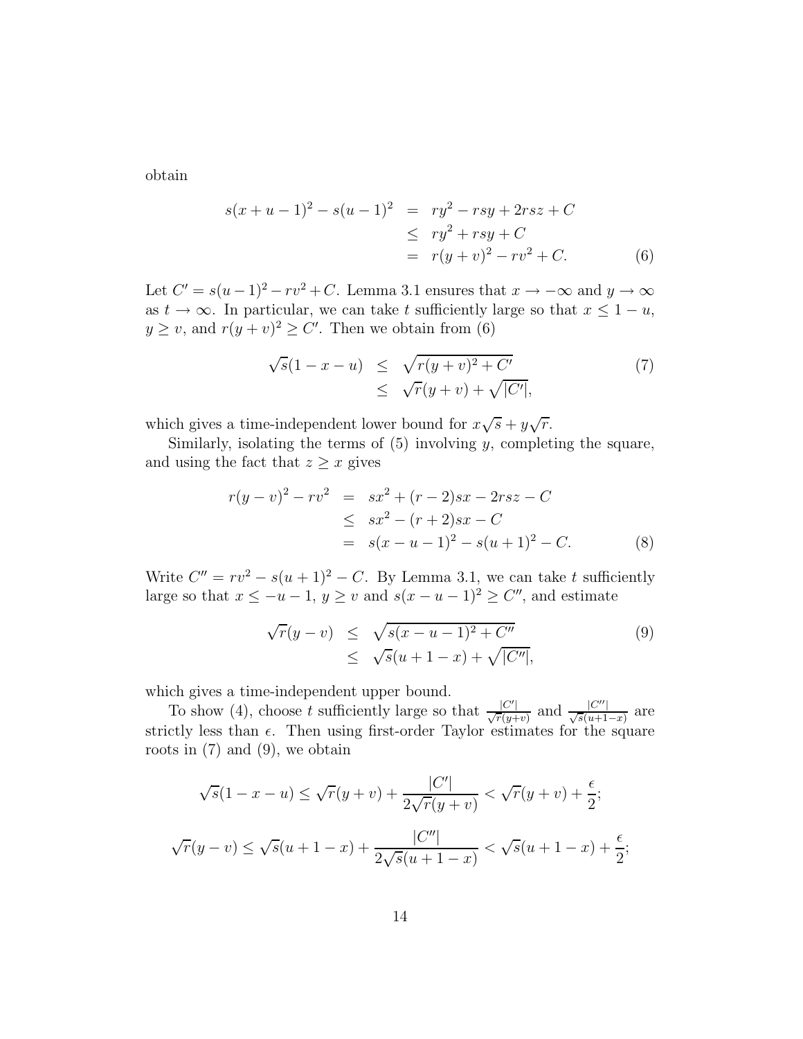obtain

$$
\begin{aligned}
s(x+u-1)^2 - s(u-1)^2 &= ry^2 - rsy + 2rsz + C \\
&\leq ry^2 + rsy + C \\
&= r(y+v)^2 - rv^2 + C. \qquad (6)
\end{aligned}
$$

Let $C' = s(u-1)^2 - rv^2 + C$. Lemma 3.1 ensures that $x \to -\infty$ and $y \to \infty$ as $t \to \infty$. In particular, we can take $t$ sufficiently large so that $x \leq 1 - u$, $y \geq v$, and $r(y+v)^2 \geq C'$. Then we obtain from (6)

$$
\begin{aligned}
\sqrt{s}(1-x-u) &\leq \sqrt{r(y+v)^2 + C'} \qquad (7) \\
&\leq \sqrt{r}(y+v) + \sqrt{|C'|},
\end{aligned}
$$

which gives a time-independent lower bound for $x\sqrt{s} + y\sqrt{r}$.

Similarly, isolating the terms of (5) involving $y$, completing the square, and using the fact that $z \geq x$ gives

$$
\begin{aligned}
r(y-v)^2 - rv^2 &= sx^2 + (r-2)sx - 2rsz - C \\
&\leq sx^2 - (r+2)sx - C \\
&= s(x-u-1)^2 - s(u+1)^2 - C. \qquad (8)
\end{aligned}
$$

Write $C'' = rv^2 - s(u+1)^2 - C$. By Lemma 3.1, we can take $t$ sufficiently large so that $x \leq -u-1$, $y \geq v$ and $s(x-u-1)^2 \geq C''$, and estimate

$$
\begin{aligned}
\sqrt{r}(y-v) &\leq \sqrt{s(x-u-1)^2 + C''} \qquad (9) \\
&\leq \sqrt{s}(u+1-x) + \sqrt{|C''|},
\end{aligned}
$$

which gives a time-independent upper bound.

To show (4), choose $t$ sufficiently large so that $\frac{|C'|}{\sqrt{r}(y+v)}$ and $\frac{|C''|}{\sqrt{s}(u+1-x)}$ are strictly less than $\epsilon$. Then using first-order Taylor estimates for the square roots in (7) and (9), we obtain

$$
\sqrt{s}(1-x-u) \leq \sqrt{r}(y+v) + \frac{|C'|}{2\sqrt{r}(y+v)} < \sqrt{r}(y+v) + \frac{\epsilon}{2};
$$

$$
\sqrt{r}(y-v) \leq \sqrt{s}(u+1-x) + \frac{|C''|}{2\sqrt{s}(u+1-x)} < \sqrt{s}(u+1-x) + \frac{\epsilon}{2};
$$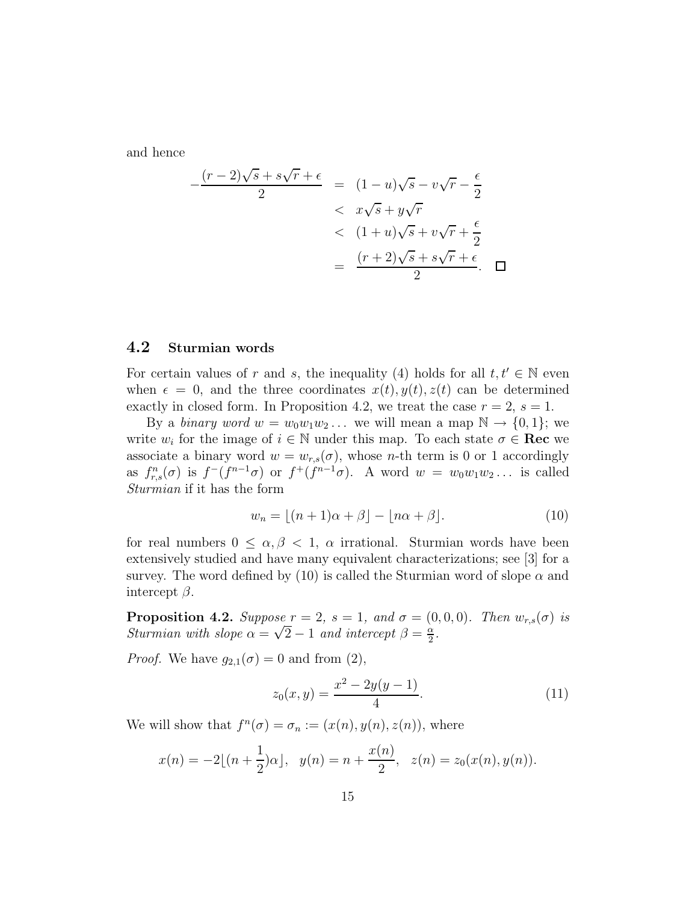and hence

$$\begin{aligned}
-\frac{(r-2)\sqrt{s}+s\sqrt{r}+\epsilon}{2} &= (1-u)\sqrt{s}-v\sqrt{r}-\frac{\epsilon}{2} \\
&< x\sqrt{s}+y\sqrt{r} \\
&< (1+u)\sqrt{s}+v\sqrt{r}+\frac{\epsilon}{2} \\
&= \frac{(r+2)\sqrt{s}+s\sqrt{r}+\epsilon}{2}. \quad \square
\end{aligned}$$

### 4.2 Sturmian words

For certain values of $r$ and $s$, the inequality (4) holds for all $t, t' \in \mathbb{N}$ even when $\epsilon = 0$, and the three coordinates $x(t), y(t), z(t)$ can be determined exactly in closed form. In Proposition 4.2, we treat the case $r = 2$, $s = 1$.

By a *binary word* $w = w_0 w_1 w_2 \ldots$ we will mean a map $\mathbb{N} \to \{0, 1\}$; we write $w_i$ for the image of $i \in \mathbb{N}$ under this map. To each state $\sigma \in \mathbf{Rec}$ we associate a binary word $w = w_{r,s}(\sigma)$, whose $n$-th term is 0 or 1 accordingly as $f^n_{r,s}(\sigma)$ is $f^-(f^{n-1}\sigma)$ or $f^+(f^{n-1}\sigma)$. A word $w = w_0 w_1 w_2 \ldots$ is called *Sturmian* if it has the form

$$w_n = \lfloor (n+1)\alpha + \beta \rfloor - \lfloor n\alpha + \beta \rfloor. \tag{10}$$

for real numbers $0 \le \alpha, \beta < 1$, $\alpha$ irrational. Sturmian words have been extensively studied and have many equivalent characterizations; see [3] for a survey. The word defined by (10) is called the Sturmian word of slope $\alpha$ and intercept $\beta$.

**Proposition 4.2.** *Suppose $r = 2$, $s = 1$, and $\sigma = (0, 0, 0)$. Then $w_{r,s}(\sigma)$ is Sturmian with slope $\alpha = \sqrt{2} - 1$ and intercept $\beta = \frac{\alpha}{2}$.*

*Proof.* We have $g_{2,1}(\sigma) = 0$ and from (2),

$$z_0(x, y) = \frac{x^2 - 2y(y-1)}{4}. \tag{11}$$

We will show that $f^n(\sigma) = \sigma_n := (x(n), y(n), z(n))$, where

$$x(n) = -2\lfloor (n + \frac{1}{2})\alpha \rfloor, \quad y(n) = n + \frac{x(n)}{2}, \quad z(n) = z_0(x(n), y(n)).$$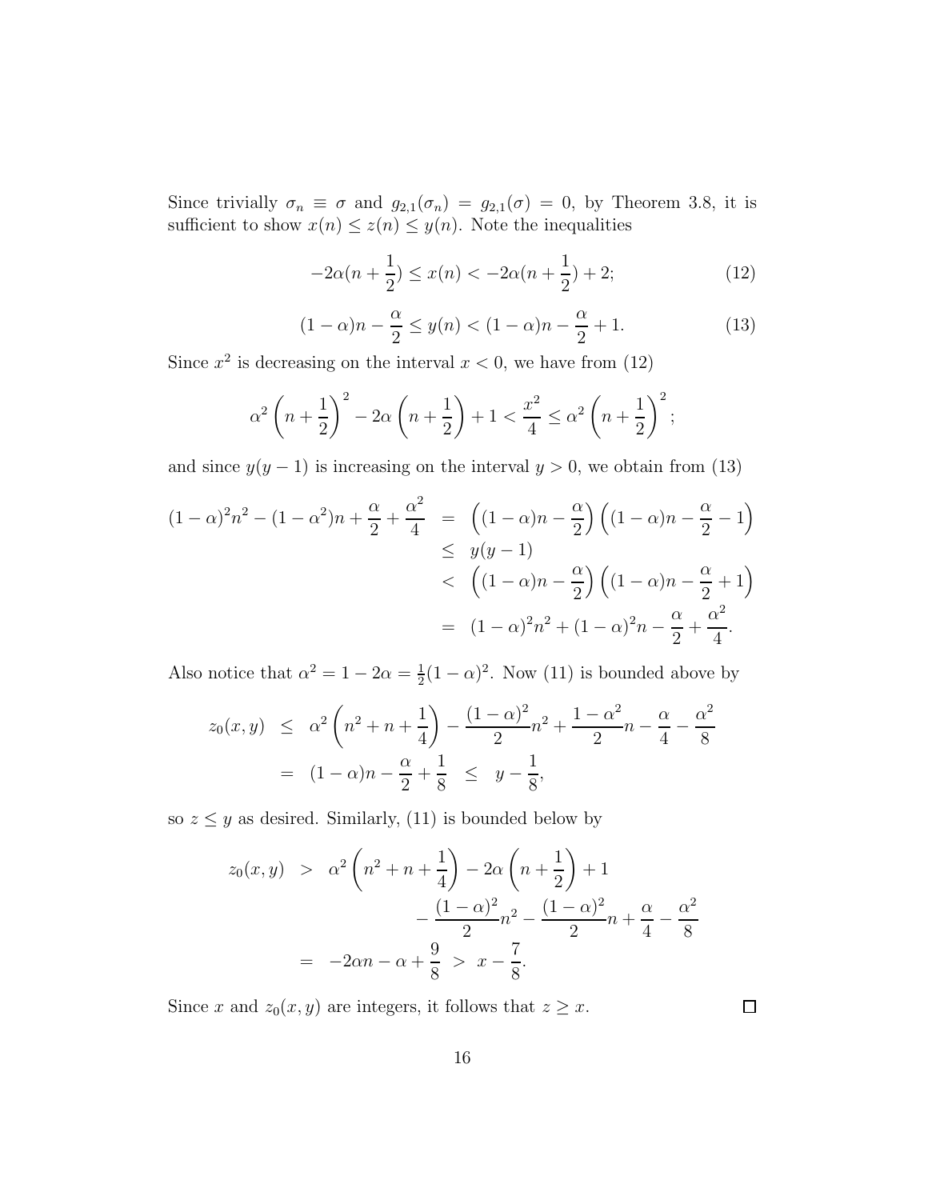Since trivially $\sigma_n \equiv \sigma$ and $g_{2,1}(\sigma_n) = g_{2,1}(\sigma) = 0$, by Theorem 3.8, it is sufficient to show $x(n) \leq z(n) \leq y(n)$. Note the inequalities

$$-2\alpha(n+\frac{1}{2}) \leq x(n) < -2\alpha(n+\frac{1}{2}) + 2; \tag{12}$$

$$(1-\alpha)n - \frac{\alpha}{2} \leq y(n) < (1-\alpha)n - \frac{\alpha}{2} + 1. \tag{13}$$

Since $x^2$ is decreasing on the interval $x < 0$, we have from (12)

$$\alpha^2\left(n+\frac{1}{2}\right)^2 - 2\alpha\left(n+\frac{1}{2}\right) + 1 < \frac{x^2}{4} \leq \alpha^2\left(n+\frac{1}{2}\right)^2;$$

and since $y(y-1)$ is increasing on the interval $y > 0$, we obtain from (13)

$$\begin{aligned}
(1-\alpha)^2n^2 - (1-\alpha^2)n + \frac{\alpha}{2} + \frac{\alpha^2}{4} &= \left((1-\alpha)n - \frac{\alpha}{2}\right)\left((1-\alpha)n - \frac{\alpha}{2} - 1\right) \\
&\leq y(y-1) \\
&< \left((1-\alpha)n - \frac{\alpha}{2}\right)\left((1-\alpha)n - \frac{\alpha}{2} + 1\right) \\
&= (1-\alpha)^2n^2 + (1-\alpha)^2n - \frac{\alpha}{2} + \frac{\alpha^2}{4}.
\end{aligned}$$

Also notice that $\alpha^2 = 1 - 2\alpha = \frac{1}{2}(1-\alpha)^2$. Now (11) is bounded above by

$$\begin{aligned}
z_0(x,y) &\leq \alpha^2\left(n^2 + n + \frac{1}{4}\right) - \frac{(1-\alpha)^2}{2}n^2 + \frac{1-\alpha^2}{2}n - \frac{\alpha}{4} - \frac{\alpha^2}{8} \\
&= (1-\alpha)n - \frac{\alpha}{2} + \frac{1}{8} \quad \leq \quad y - \frac{1}{8},
\end{aligned}$$

so $z \leq y$ as desired. Similarly, (11) is bounded below by

$$\begin{aligned}
z_0(x,y) &> \alpha^2\left(n^2 + n + \frac{1}{4}\right) - 2\alpha\left(n + \frac{1}{2}\right) + 1 \\
&\qquad - \frac{(1-\alpha)^2}{2}n^2 - \frac{(1-\alpha)^2}{2}n + \frac{\alpha}{4} - \frac{\alpha^2}{8} \\
&= -2\alpha n - \alpha + \frac{9}{8} \;>\; x - \frac{7}{8}.
\end{aligned}$$

Since $x$ and $z_0(x,y)$ are integers, it follows that $z \geq x$. $\square$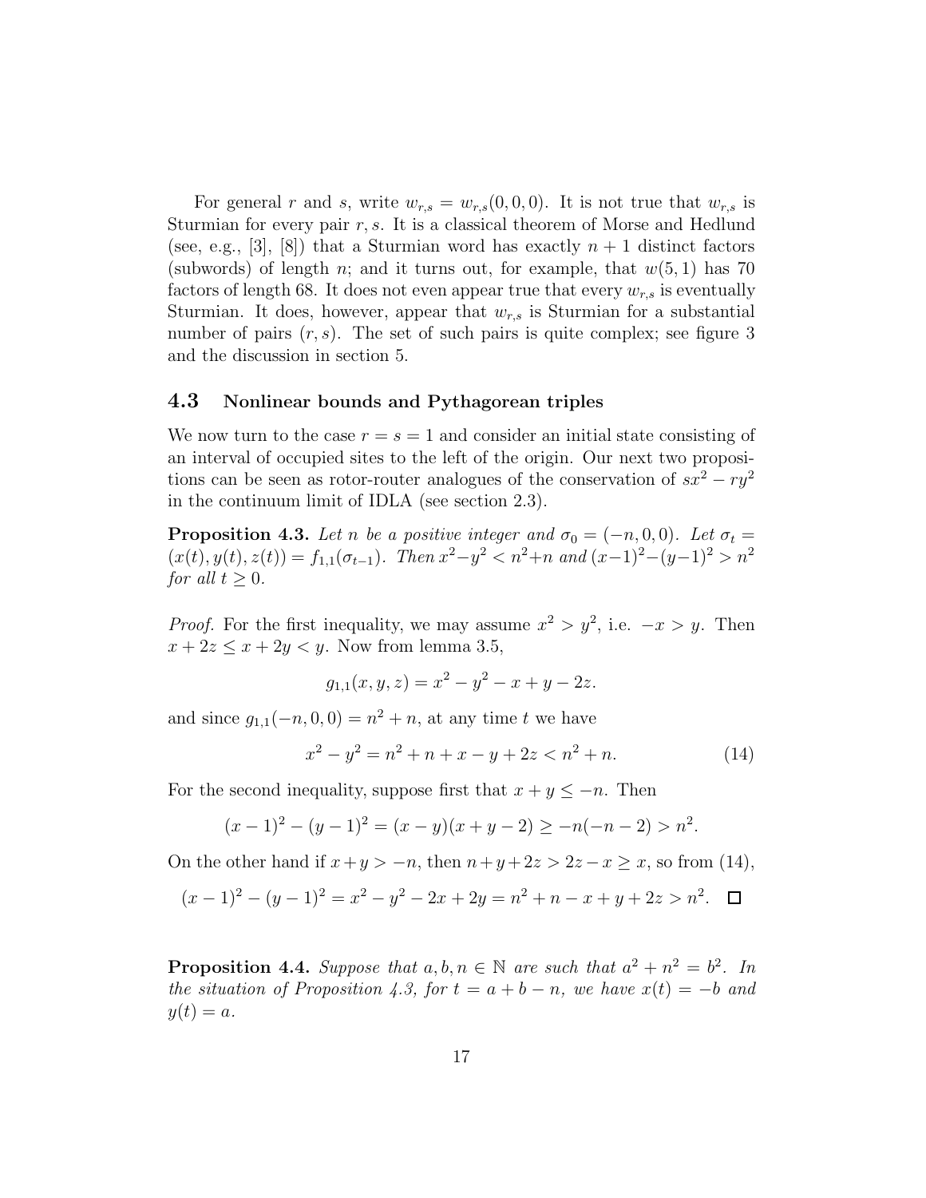For general $r$ and $s$, write $w_{r,s} = w_{r,s}(0,0,0)$. It is not true that $w_{r,s}$ is Sturmian for every pair $r, s$. It is a classical theorem of Morse and Hedlund (see, e.g., [3], [8]) that a Sturmian word has exactly $n+1$ distinct factors (subwords) of length $n$; and it turns out, for example, that $w(5,1)$ has 70 factors of length 68. It does not even appear true that every $w_{r,s}$ is eventually Sturmian. It does, however, appear that $w_{r,s}$ is Sturmian for a substantial number of pairs $(r,s)$. The set of such pairs is quite complex; see figure 3 and the discussion in section 5.

### 4.3 Nonlinear bounds and Pythagorean triples

We now turn to the case $r = s = 1$ and consider an initial state consisting of an interval of occupied sites to the left of the origin. Our next two propositions can be seen as rotor-router analogues of the conservation of $sx^2 - ry^2$ in the continuum limit of IDLA (see section 2.3).

**Proposition 4.3.** *Let $n$ be a positive integer and $\sigma_0 = (-n, 0, 0)$. Let $\sigma_t = (x(t), y(t), z(t)) = f_{1,1}(\sigma_{t-1})$. Then $x^2 - y^2 < n^2 + n$ and $(x-1)^2 - (y-1)^2 > n^2$ for all $t \geq 0$.*

*Proof.* For the first inequality, we may assume $x^2 > y^2$, i.e. $-x > y$. Then $x + 2z \leq x + 2y < y$. Now from lemma 3.5,

$$g_{1,1}(x,y,z) = x^2 - y^2 - x + y - 2z.$$

and since $g_{1,1}(-n,0,0) = n^2 + n$, at any time $t$ we have

$$x^2 - y^2 = n^2 + n + x - y + 2z < n^2 + n. \tag{14}$$

For the second inequality, suppose first that $x + y \leq -n$. Then

$$(x-1)^2 - (y-1)^2 = (x-y)(x+y-2) \geq -n(-n-2) > n^2.$$

On the other hand if $x + y > -n$, then $n + y + 2z > 2z - x \geq x$, so from (14),

$$(x-1)^2 - (y-1)^2 = x^2 - y^2 - 2x + 2y = n^2 + n - x + y + 2z > n^2. \quad \square$$

**Proposition 4.4.** *Suppose that $a, b, n \in \mathbb{N}$ are such that $a^2 + n^2 = b^2$. In the situation of Proposition 4.3, for $t = a + b - n$, we have $x(t) = -b$ and $y(t) = a$.*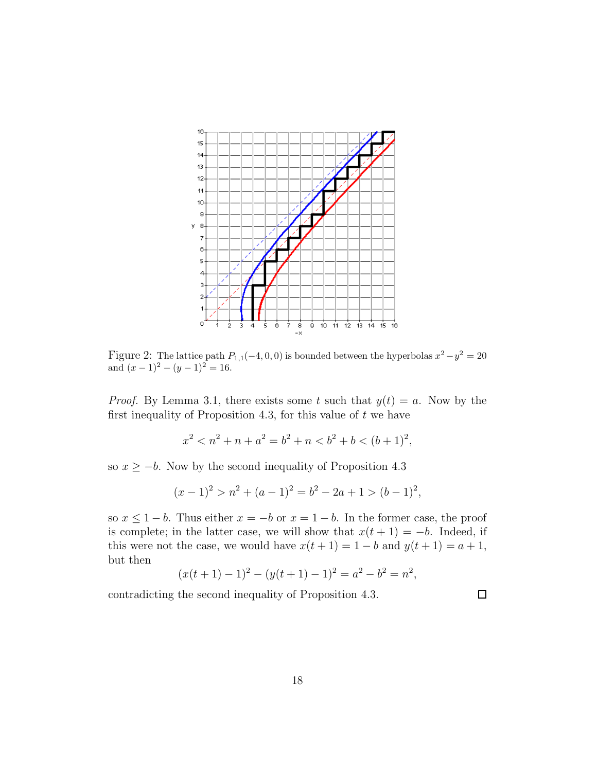Figure 2: The lattice path $P_{1,1}(-4,0,0)$ is bounded between the hyperbolas $x^2 - y^2 = 20$ and $(x-1)^2 - (y-1)^2 = 16$.

*Proof.* By Lemma 3.1, there exists some $t$ such that $y(t) = a$. Now by the first inequality of Proposition 4.3, for this value of $t$ we have

$$x^2 < n^2 + n + a^2 = b^2 + n < b^2 + b < (b+1)^2,$$

so $x \geq -b$. Now by the second inequality of Proposition 4.3

$$(x-1)^2 > n^2 + (a-1)^2 = b^2 - 2a + 1 > (b-1)^2,$$

so $x \leq 1 - b$. Thus either $x = -b$ or $x = 1 - b$. In the former case, the proof is complete; in the latter case, we will show that $x(t+1) = -b$. Indeed, if this were not the case, we would have $x(t+1) = 1 - b$ and $y(t+1) = a + 1$, but then

$$(x(t+1) - 1)^2 - (y(t+1) - 1)^2 = a^2 - b^2 = n^2,$$

contradicting the second inequality of Proposition 4.3. $\square$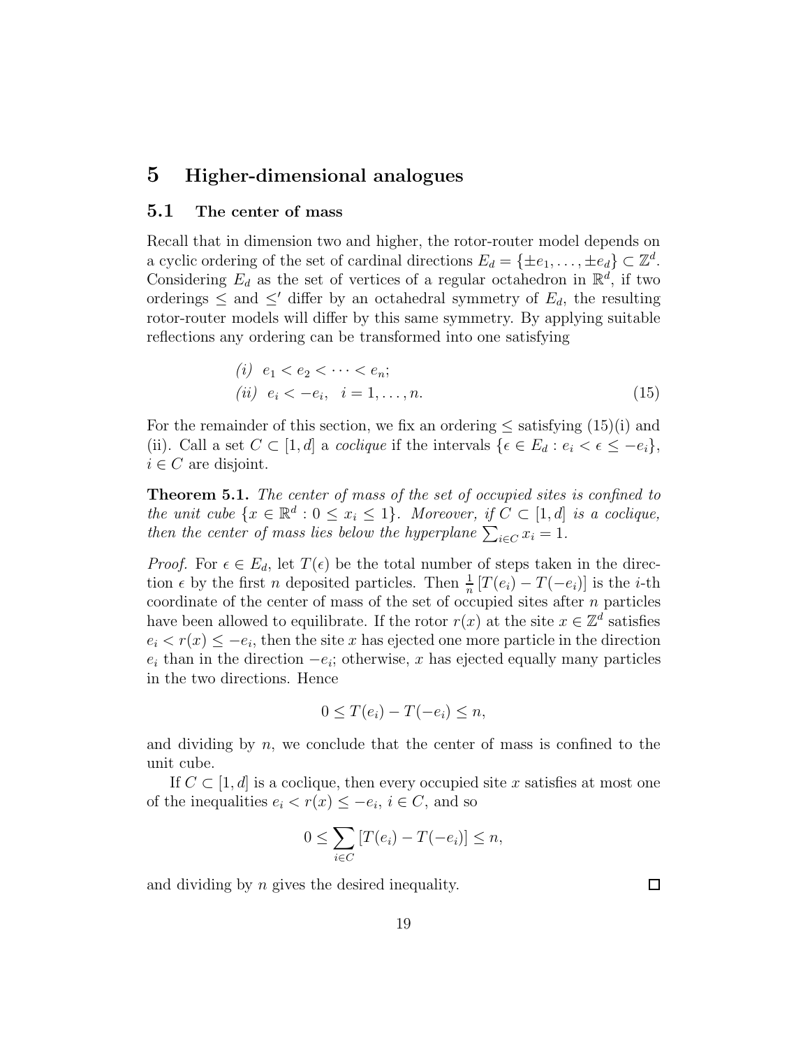## 5 Higher-dimensional analogues

### 5.1 The center of mass

Recall that in dimension two and higher, the rotor-router model depends on a cyclic ordering of the set of cardinal directions $E_d = \{\pm e_1, \ldots, \pm e_d\} \subset \mathbb{Z}^d$. Considering $E_d$ as the set of vertices of a regular octahedron in $\mathbb{R}^d$, if two orderings $\leq$ and $\leq'$ differ by an octahedral symmetry of $E_d$, the resulting rotor-router models will differ by this same symmetry. By applying suitable reflections any ordering can be transformed into one satisfying

$$\begin{aligned} &(i)\;\; e_1 < e_2 < \cdots < e_n; \\ &(ii)\;\; e_i < -e_i, \quad i = 1, \ldots, n. \end{aligned} \tag{15}$$

For the remainder of this section, we fix an ordering $\leq$ satisfying (15)(i) and (ii). Call a set $C \subset [1, d]$ a *coclique* if the intervals $\{\epsilon \in E_d : e_i < \epsilon \leq -e_i\}$, $i \in C$ are disjoint.

**Theorem 5.1.** *The center of mass of the set of occupied sites is confined to the unit cube $\{x \in \mathbb{R}^d : 0 \leq x_i \leq 1\}$. Moreover, if $C \subset [1, d]$ is a coclique, then the center of mass lies below the hyperplane $\sum_{i \in C} x_i = 1$.*

*Proof.* For $\epsilon \in E_d$, let $T(\epsilon)$ be the total number of steps taken in the direction $\epsilon$ by the first $n$ deposited particles. Then $\frac{1}{n}\left[T(e_i) - T(-e_i)\right]$ is the $i$-th coordinate of the center of mass of the set of occupied sites after $n$ particles have been allowed to equilibrate. If the rotor $r(x)$ at the site $x \in \mathbb{Z}^d$ satisfies $e_i < r(x) \leq -e_i$, then the site $x$ has ejected one more particle in the direction $e_i$ than in the direction $-e_i$; otherwise, $x$ has ejected equally many particles in the two directions. Hence

$$0 \leq T(e_i) - T(-e_i) \leq n,$$

and dividing by $n$, we conclude that the center of mass is confined to the unit cube.

If $C \subset [1, d]$ is a coclique, then every occupied site $x$ satisfies at most one of the inequalities $e_i < r(x) \leq -e_i$, $i \in C$, and so

$$0 \leq \sum_{i \in C} \left[T(e_i) - T(-e_i)\right] \leq n,$$

and dividing by $n$ gives the desired inequality. $\square$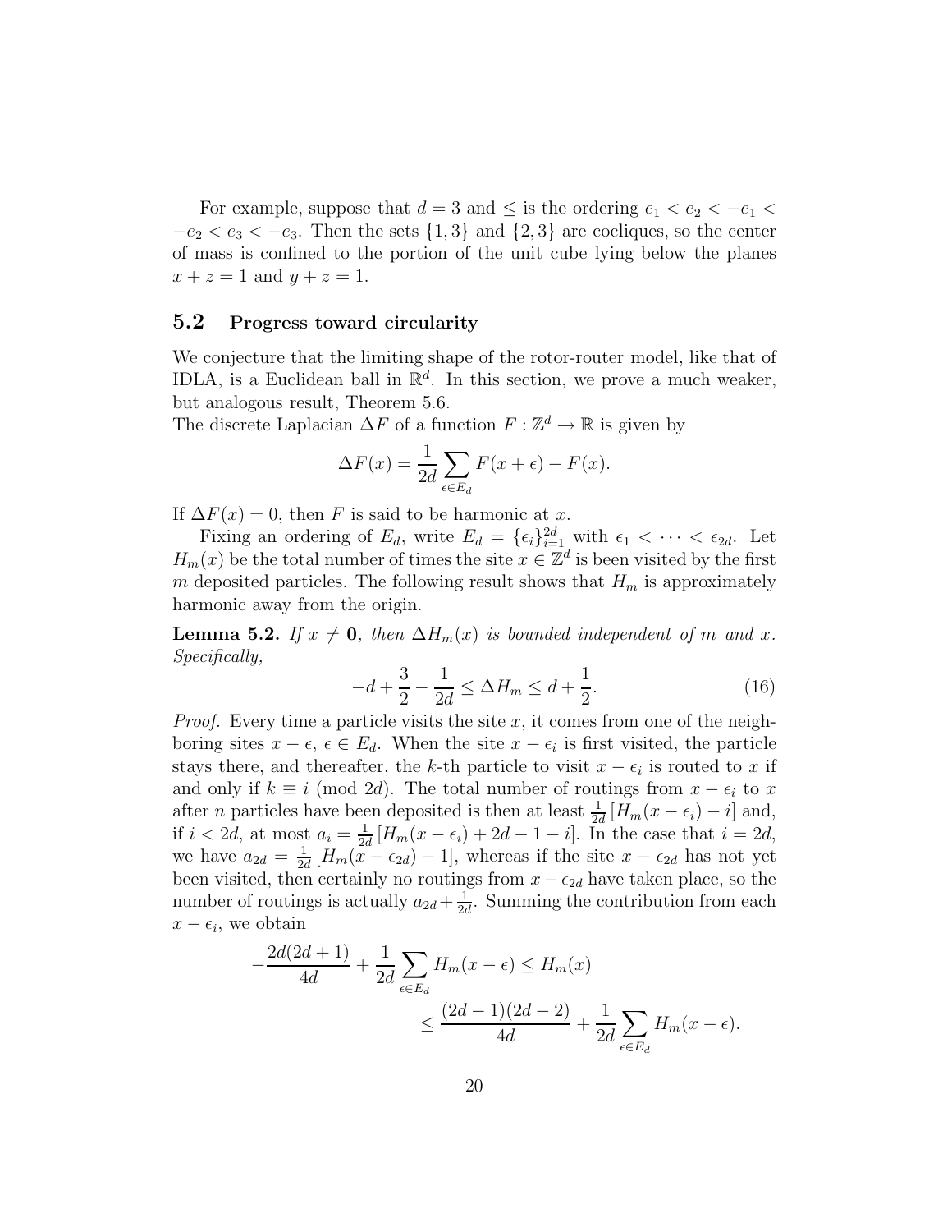For example, suppose that $d = 3$ and $\leq$ is the ordering $e_1 < e_2 < -e_1 < -e_2 < e_3 < -e_3$. Then the sets $\{1,3\}$ and $\{2,3\}$ are cocliques, so the center of mass is confined to the portion of the unit cube lying below the planes $x + z = 1$ and $y + z = 1$.

### 5.2 Progress toward circularity

We conjecture that the limiting shape of the rotor-router model, like that of IDLA, is a Euclidean ball in $\mathbb{R}^d$. In this section, we prove a much weaker, but analogous result, Theorem 5.6.

The discrete Laplacian $\Delta F$ of a function $F : \mathbb{Z}^d \to \mathbb{R}$ is given by

$$\Delta F(x) = \frac{1}{2d} \sum_{\epsilon \in E_d} F(x + \epsilon) - F(x).$$

If $\Delta F(x) = 0$, then $F$ is said to be harmonic at $x$.

Fixing an ordering of $E_d$, write $E_d = \{\epsilon_i\}_{i=1}^{2d}$ with $\epsilon_1 < \cdots < \epsilon_{2d}$. Let $H_m(x)$ be the total number of times the site $x \in \mathbb{Z}^d$ is been visited by the first $m$ deposited particles. The following result shows that $H_m$ is approximately harmonic away from the origin.

**Lemma 5.2.** *If $x \neq \mathbf{0}$, then $\Delta H_m(x)$ is bounded independent of $m$ and $x$. Specifically,*

$$-d + \frac{3}{2} - \frac{1}{2d} \leq \Delta H_m \leq d + \frac{1}{2}. \tag{16}$$

*Proof.* Every time a particle visits the site $x$, it comes from one of the neighboring sites $x - \epsilon$, $\epsilon \in E_d$. When the site $x - \epsilon_i$ is first visited, the particle stays there, and thereafter, the $k$-th particle to visit $x - \epsilon_i$ is routed to $x$ if and only if $k \equiv i \pmod{2d}$. The total number of routings from $x - \epsilon_i$ to $x$ after $n$ particles have been deposited is then at least $\frac{1}{2d}\left[H_m(x - \epsilon_i) - i\right]$ and, if $i < 2d$, at most $a_i = \frac{1}{2d}\left[H_m(x - \epsilon_i) + 2d - 1 - i\right]$. In the case that $i = 2d$, we have $a_{2d} = \frac{1}{2d}\left[H_m(x - \epsilon_{2d}) - 1\right]$, whereas if the site $x - \epsilon_{2d}$ has not yet been visited, then certainly no routings from $x - \epsilon_{2d}$ have taken place, so the number of routings is actually $a_{2d} + \frac{1}{2d}$. Summing the contribution from each $x - \epsilon_i$, we obtain

$$-\frac{2d(2d+1)}{4d} + \frac{1}{2d} \sum_{\epsilon \in E_d} H_m(x - \epsilon) \leq H_m(x)$$
$$\leq \frac{(2d-1)(2d-2)}{4d} + \frac{1}{2d} \sum_{\epsilon \in E_d} H_m(x - \epsilon).$$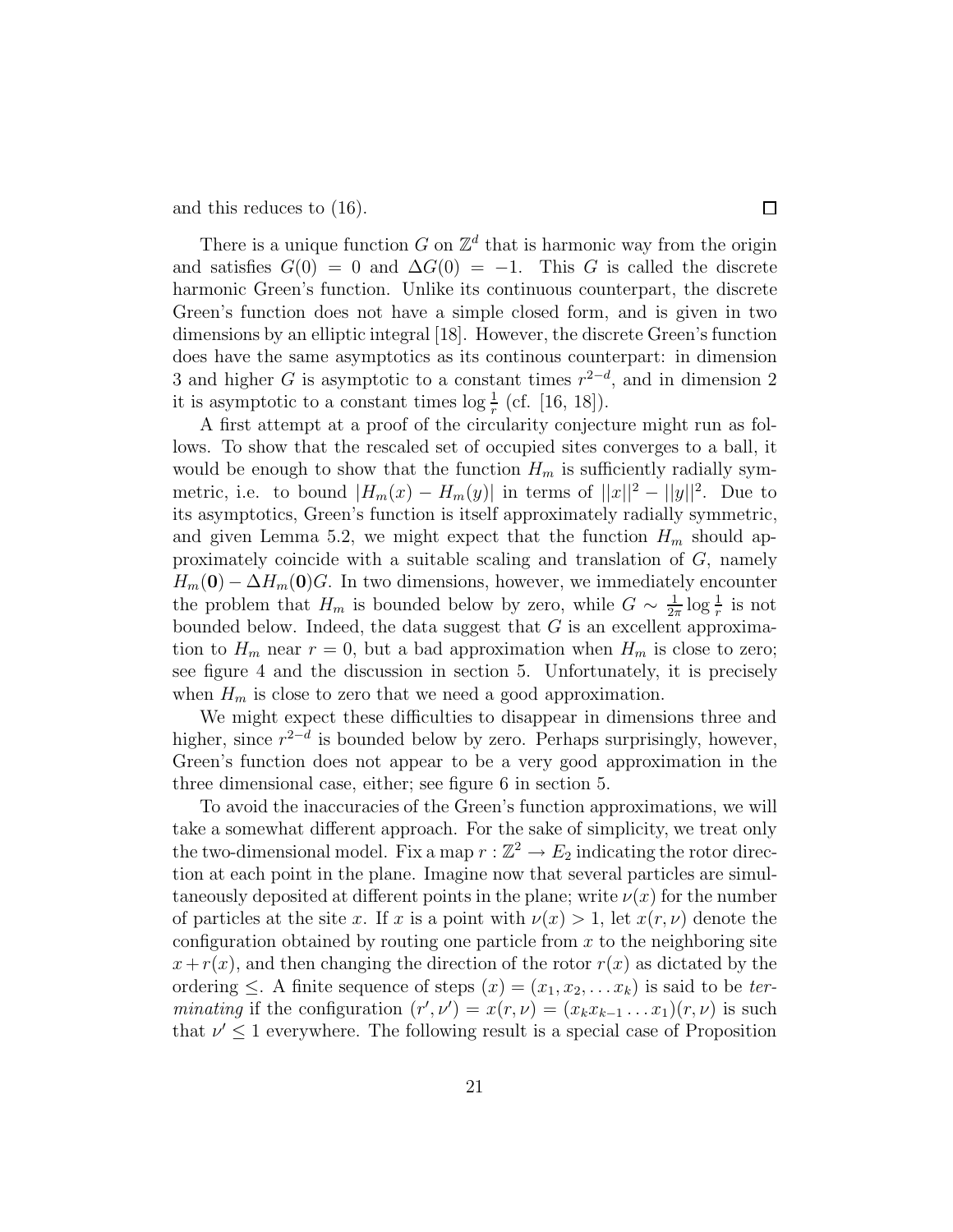and this reduces to (16). ☐

There is a unique function $G$ on $\mathbb{Z}^d$ that is harmonic way from the origin and satisfies $G(0) = 0$ and $\Delta G(0) = -1$. This $G$ is called the discrete harmonic Green's function. Unlike its continuous counterpart, the discrete Green's function does not have a simple closed form, and is given in two dimensions by an elliptic integral [18]. However, the discrete Green's function does have the same asymptotics as its continous counterpart: in dimension 3 and higher $G$ is asymptotic to a constant times $r^{2-d}$, and in dimension 2 it is asymptotic to a constant times $\log \frac{1}{r}$ (cf. [16, 18]).

A first attempt at a proof of the circularity conjecture might run as follows. To show that the rescaled set of occupied sites converges to a ball, it would be enough to show that the function $H_m$ is sufficiently radially symmetric, i.e. to bound $|H_m(x) - H_m(y)|$ in terms of $||x||^2 - ||y||^2$. Due to its asymptotics, Green's function is itself approximately radially symmetric, and given Lemma 5.2, we might expect that the function $H_m$ should approximately coincide with a suitable scaling and translation of $G$, namely $H_m(\mathbf{0}) - \Delta H_m(\mathbf{0})G$. In two dimensions, however, we immediately encounter the problem that $H_m$ is bounded below by zero, while $G \sim \frac{1}{2\pi} \log \frac{1}{r}$ is not bounded below. Indeed, the data suggest that $G$ is an excellent approximation to $H_m$ near $r = 0$, but a bad approximation when $H_m$ is close to zero; see figure 4 and the discussion in section 5. Unfortunately, it is precisely when $H_m$ is close to zero that we need a good approximation.

We might expect these difficulties to disappear in dimensions three and higher, since $r^{2-d}$ is bounded below by zero. Perhaps surprisingly, however, Green's function does not appear to be a very good approximation in the three dimensional case, either; see figure 6 in section 5.

To avoid the inaccuracies of the Green's function approximations, we will take a somewhat different approach. For the sake of simplicity, we treat only the two-dimensional model. Fix a map $r : \mathbb{Z}^2 \to E_2$ indicating the rotor direction at each point in the plane. Imagine now that several particles are simultaneously deposited at different points in the plane; write $\nu(x)$ for the number of particles at the site $x$. If $x$ is a point with $\nu(x) > 1$, let $x(r, \nu)$ denote the configuration obtained by routing one particle from $x$ to the neighboring site $x + r(x)$, and then changing the direction of the rotor $r(x)$ as dictated by the ordering $\leq$. A finite sequence of steps $(x) = (x_1, x_2, \dots x_k)$ is said to be *terminating* if the configuration $(r', \nu') = x(r, \nu) = (x_k x_{k-1} \dots x_1)(r, \nu)$ is such that $\nu' \leq 1$ everywhere. The following result is a special case of Proposition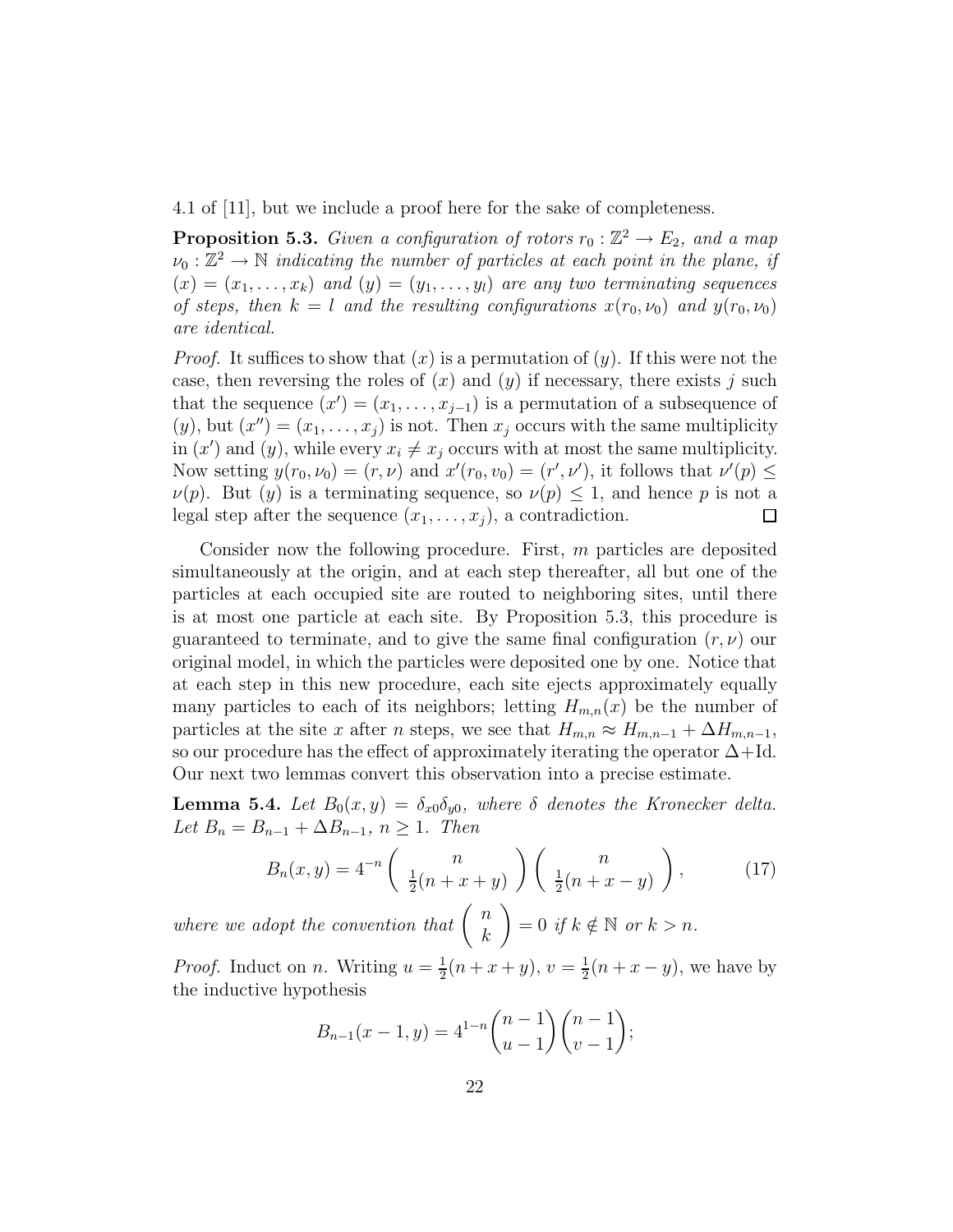4.1 of [11], but we include a proof here for the sake of completeness.

**Proposition 5.3.** *Given a configuration of rotors $r_0 : \mathbb{Z}^2 \to E_2$, and a map $\nu_0 : \mathbb{Z}^2 \to \mathbb{N}$ indicating the number of particles at each point in the plane, if $(x) = (x_1, \ldots, x_k)$ and $(y) = (y_1, \ldots, y_l)$ are any two terminating sequences of steps, then $k = l$ and the resulting configurations $x(r_0, \nu_0)$ and $y(r_0, \nu_0)$ are identical.*

*Proof.* It suffices to show that $(x)$ is a permutation of $(y)$. If this were not the case, then reversing the roles of $(x)$ and $(y)$ if necessary, there exists $j$ such that the sequence $(x') = (x_1, \ldots, x_{j-1})$ is a permutation of a subsequence of $(y)$, but $(x'') = (x_1, \ldots, x_j)$ is not. Then $x_j$ occurs with the same multiplicity in $(x')$ and $(y)$, while every $x_i \neq x_j$ occurs with at most the same multiplicity. Now setting $y(r_0, \nu_0) = (r, \nu)$ and $x'(r_0, v_0) = (r', \nu')$, it follows that $\nu'(p) \leq \nu(p)$. But $(y)$ is a terminating sequence, so $\nu(p) \leq 1$, and hence $p$ is not a legal step after the sequence $(x_1, \ldots, x_j)$, a contradiction. □

Consider now the following procedure. First, $m$ particles are deposited simultaneously at the origin, and at each step thereafter, all but one of the particles at each occupied site are routed to neighboring sites, until there is at most one particle at each site. By Proposition 5.3, this procedure is guaranteed to terminate, and to give the same final configuration $(r, \nu)$ our original model, in which the particles were deposited one by one. Notice that at each step in this new procedure, each site ejects approximately equally many particles to each of its neighbors; letting $H_{m,n}(x)$ be the number of particles at the site $x$ after $n$ steps, we see that $H_{m,n} \approx H_{m,n-1} + \Delta H_{m,n-1}$, so our procedure has the effect of approximately iterating the operator $\Delta + \mathrm{Id}$. Our next two lemmas convert this observation into a precise estimate.

**Lemma 5.4.** *Let $B_0(x, y) = \delta_{x0}\delta_{y0}$, where $\delta$ denotes the Kronecker delta. Let $B_n = B_{n-1} + \Delta B_{n-1}$, $n \geq 1$. Then*

$$B_n(x, y) = 4^{-n} \binom{n}{\frac{1}{2}(n + x + y)} \binom{n}{\frac{1}{2}(n + x - y)}, \tag{17}$$

*where we adopt the convention that $\binom{n}{k} = 0$ if $k \notin \mathbb{N}$ or $k > n$.*

*Proof.* Induct on $n$. Writing $u = \frac{1}{2}(n + x + y)$, $v = \frac{1}{2}(n + x - y)$, we have by the inductive hypothesis

$$B_{n-1}(x - 1, y) = 4^{1-n} \binom{n-1}{u-1} \binom{n-1}{v-1};$$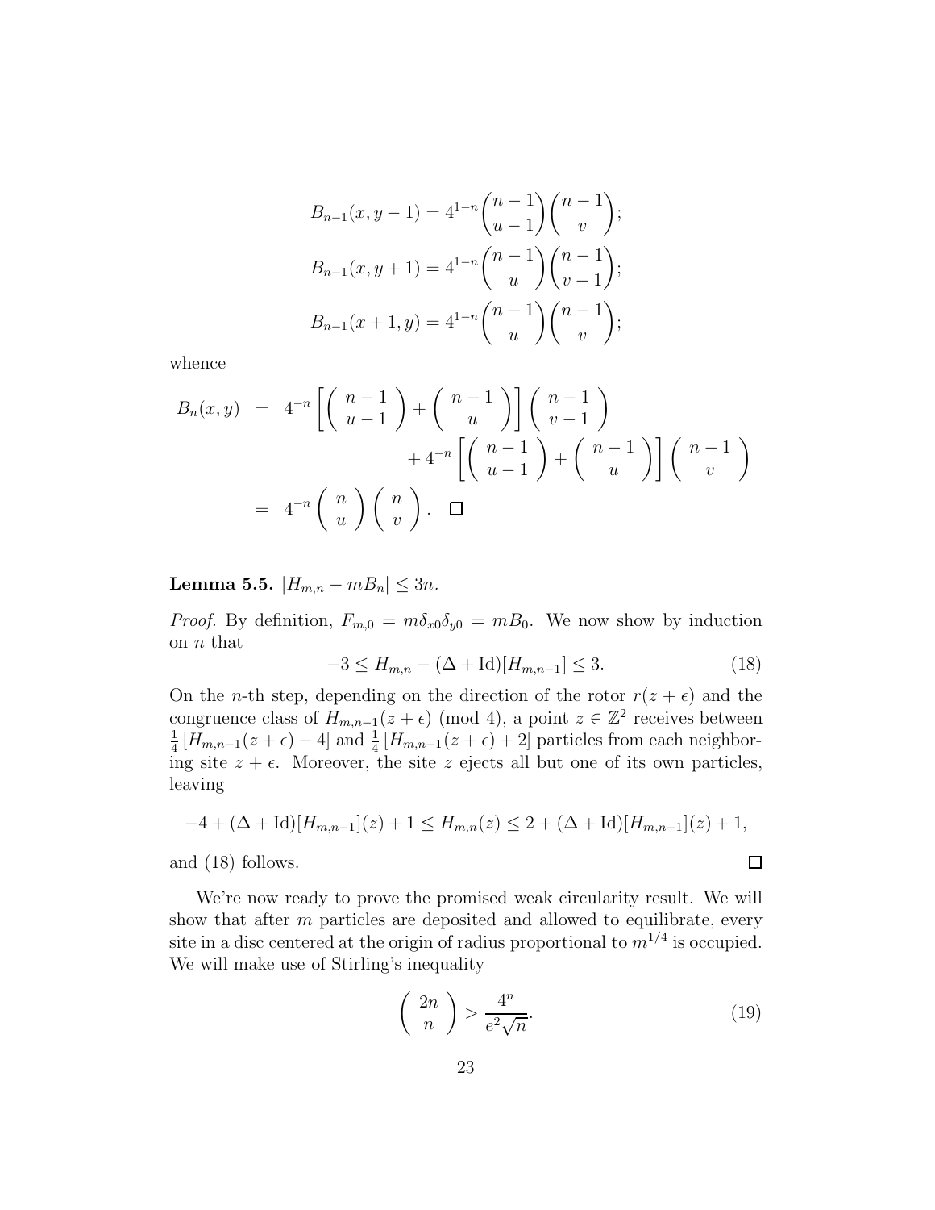$$B_{n-1}(x, y-1) = 4^{1-n} \binom{n-1}{u-1} \binom{n-1}{v};$$

$$B_{n-1}(x, y+1) = 4^{1-n} \binom{n-1}{u} \binom{n-1}{v-1};$$

$$B_{n-1}(x+1, y) = 4^{1-n} \binom{n-1}{u} \binom{n-1}{v};$$

whence

$$\begin{aligned} B_n(x,y) &= 4^{-n} \left[ \binom{n-1}{u-1} + \binom{n-1}{u} \right] \binom{n-1}{v-1} \\ &\qquad\qquad + 4^{-n} \left[ \binom{n-1}{u-1} + \binom{n-1}{u} \right] \binom{n-1}{v} \\ &= 4^{-n} \binom{n}{u} \binom{n}{v}. \quad \square \end{aligned}$$

**Lemma 5.5.** $|H_{m,n} - mB_n| \leq 3n$.

*Proof.* By definition, $F_{m,0} = m\delta_{x0}\delta_{y0} = mB_0$. We now show by induction on $n$ that

$$-3 \leq H_{m,n} - (\Delta + \mathrm{Id})[H_{m,n-1}] \leq 3. \tag{18}$$

On the $n$-th step, depending on the direction of the rotor $r(z+\epsilon)$ and the congruence class of $H_{m,n-1}(z+\epsilon) \pmod 4$, a point $z \in \mathbb{Z}^2$ receives between $\frac{1}{4}[H_{m,n-1}(z+\epsilon) - 4]$ and $\frac{1}{4}[H_{m,n-1}(z+\epsilon)+2]$ particles from each neighboring site $z+\epsilon$. Moreover, the site $z$ ejects all but one of its own particles, leaving

$$-4 + (\Delta + \mathrm{Id})[H_{m,n-1}](z) + 1 \leq H_{m,n}(z) \leq 2 + (\Delta + \mathrm{Id})[H_{m,n-1}](z) + 1,$$

and (18) follows. $\square$

We're now ready to prove the promised weak circularity result. We will show that after $m$ particles are deposited and allowed to equilibrate, every site in a disc centered at the origin of radius proportional to $m^{1/4}$ is occupied. We will make use of Stirling's inequality

$$\binom{2n}{n} > \frac{4^n}{e^2\sqrt{n}}. \tag{19}$$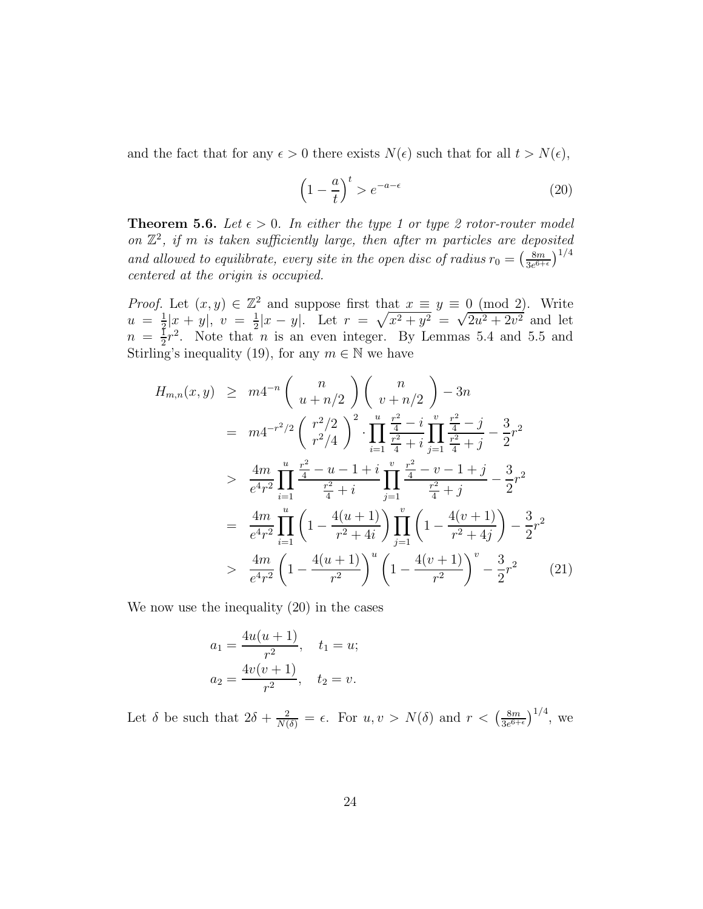and the fact that for any $\epsilon > 0$ there exists $N(\epsilon)$ such that for all $t > N(\epsilon)$,

$$\left(1 - \frac{a}{t}\right)^t > e^{-a-\epsilon} \tag{20}$$

**Theorem 5.6.** *Let $\epsilon > 0$. In either the type 1 or type 2 rotor-router model on $\mathbb{Z}^2$, if $m$ is taken sufficiently large, then after $m$ particles are deposited and allowed to equilibrate, every site in the open disc of radius $r_0 = \left(\frac{8m}{3e^{6+\epsilon}}\right)^{1/4}$ centered at the origin is occupied.*

*Proof.* Let $(x, y) \in \mathbb{Z}^2$ and suppose first that $x \equiv y \equiv 0 \pmod 2$. Write $u = \frac{1}{2}|x + y|$, $v = \frac{1}{2}|x - y|$. Let $r = \sqrt{x^2 + y^2} = \sqrt{2u^2 + 2v^2}$ and let $n = \frac{1}{2}r^2$. Note that $n$ is an even integer. By Lemmas 5.4 and 5.5 and Stirling's inequality (19), for any $m \in \mathbb{N}$ we have

$$\begin{aligned}
H_{m,n}(x,y) &\geq m4^{-n}\binom{n}{u+n/2}\binom{n}{v+n/2} - 3n \\
&= m4^{-r^2/2}\binom{r^2/2}{r^2/4}^2 \cdot \prod_{i=1}^{u}\frac{\frac{r^2}{4}-i}{\frac{r^2}{4}+i}\prod_{j=1}^{v}\frac{\frac{r^2}{4}-j}{\frac{r^2}{4}+j} - \frac{3}{2}r^2 \\
&> \frac{4m}{e^4r^2}\prod_{i=1}^{u}\frac{\frac{r^2}{4}-u-1+i}{\frac{r^2}{4}+i}\prod_{j=1}^{v}\frac{\frac{r^2}{4}-v-1+j}{\frac{r^2}{4}+j} - \frac{3}{2}r^2 \\
&= \frac{4m}{e^4r^2}\prod_{i=1}^{u}\left(1 - \frac{4(u+1)}{r^2+4i}\right)\prod_{j=1}^{v}\left(1 - \frac{4(v+1)}{r^2+4j}\right) - \frac{3}{2}r^2 \\
&> \frac{4m}{e^4r^2}\left(1 - \frac{4(u+1)}{r^2}\right)^u\left(1 - \frac{4(v+1)}{r^2}\right)^v - \frac{3}{2}r^2
\end{aligned} \tag{21}$$

We now use the inequality (20) in the cases

$$\begin{aligned}
a_1 &= \frac{4u(u+1)}{r^2}, \quad t_1 = u; \\
a_2 &= \frac{4v(v+1)}{r^2}, \quad t_2 = v.
\end{aligned}$$

Let $\delta$ be such that $2\delta + \frac{2}{N(\delta)} = \epsilon$. For $u, v > N(\delta)$ and $r < \left(\frac{8m}{3e^{6+\epsilon}}\right)^{1/4}$, we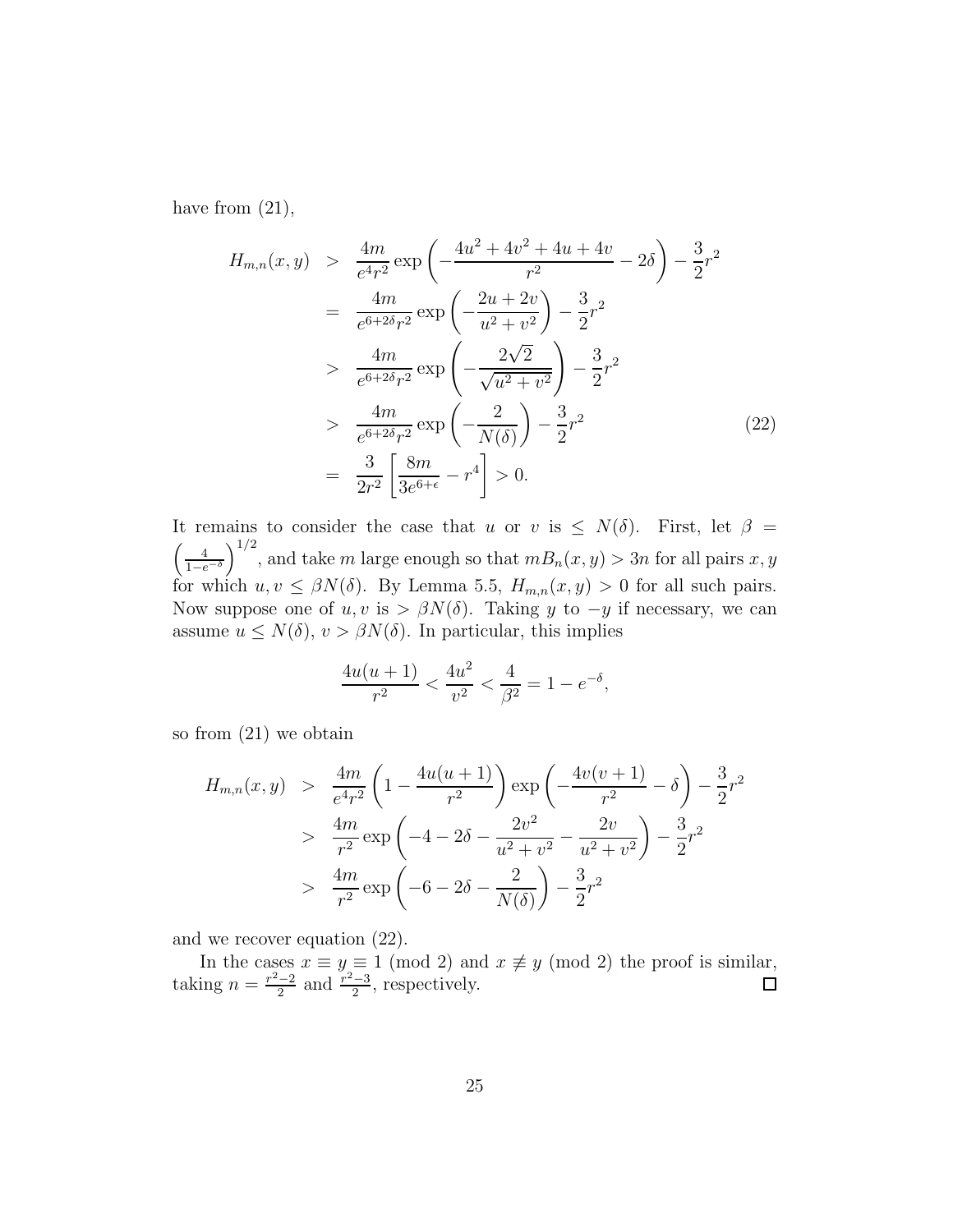have from (21),

$$
\begin{aligned}
H_{m,n}(x,y) &> \frac{4m}{e^4 r^2} \exp\left(-\frac{4u^2+4v^2+4u+4v}{r^2} - 2\delta\right) - \frac{3}{2}r^2 \\
&= \frac{4m}{e^{6+2\delta} r^2} \exp\left(-\frac{2u+2v}{u^2+v^2}\right) - \frac{3}{2}r^2 \\
&> \frac{4m}{e^{6+2\delta} r^2} \exp\left(-\frac{2\sqrt{2}}{\sqrt{u^2+v^2}}\right) - \frac{3}{2}r^2 \\
&> \frac{4m}{e^{6+2\delta} r^2} \exp\left(-\frac{2}{N(\delta)}\right) - \frac{3}{2}r^2 \qquad (22) \\
&= \frac{3}{2r^2}\left[\frac{8m}{3e^{6+\epsilon}} - r^4\right] > 0.
\end{aligned}
$$

It remains to consider the case that $u$ or $v$ is $\leq N(\delta)$. First, let $\beta = \left(\frac{4}{1-e^{-\delta}}\right)^{1/2}$, and take $m$ large enough so that $mB_n(x,y) > 3n$ for all pairs $x, y$ for which $u, v \leq \beta N(\delta)$. By Lemma 5.5, $H_{m,n}(x,y) > 0$ for all such pairs. Now suppose one of $u, v$ is $> \beta N(\delta)$. Taking $y$ to $-y$ if necessary, we can assume $u \leq N(\delta)$, $v > \beta N(\delta)$. In particular, this implies

$$
\frac{4u(u+1)}{r^2} < \frac{4u^2}{v^2} < \frac{4}{\beta^2} = 1 - e^{-\delta},
$$

so from (21) we obtain

$$
\begin{aligned}
H_{m,n}(x,y) &> \frac{4m}{e^4 r^2}\left(1 - \frac{4u(u+1)}{r^2}\right) \exp\left(-\frac{4v(v+1)}{r^2} - \delta\right) - \frac{3}{2}r^2 \\
&> \frac{4m}{r^2} \exp\left(-4 - 2\delta - \frac{2v^2}{u^2+v^2} - \frac{2v}{u^2+v^2}\right) - \frac{3}{2}r^2 \\
&> \frac{4m}{r^2} \exp\left(-6 - 2\delta - \frac{2}{N(\delta)}\right) - \frac{3}{2}r^2
\end{aligned}
$$

and we recover equation (22).

In the cases $x \equiv y \equiv 1 \pmod 2$ and $x \not\equiv y \pmod 2$ the proof is similar, taking $n = \frac{r^2-2}{2}$ and $\frac{r^2-3}{2}$, respectively. $\square$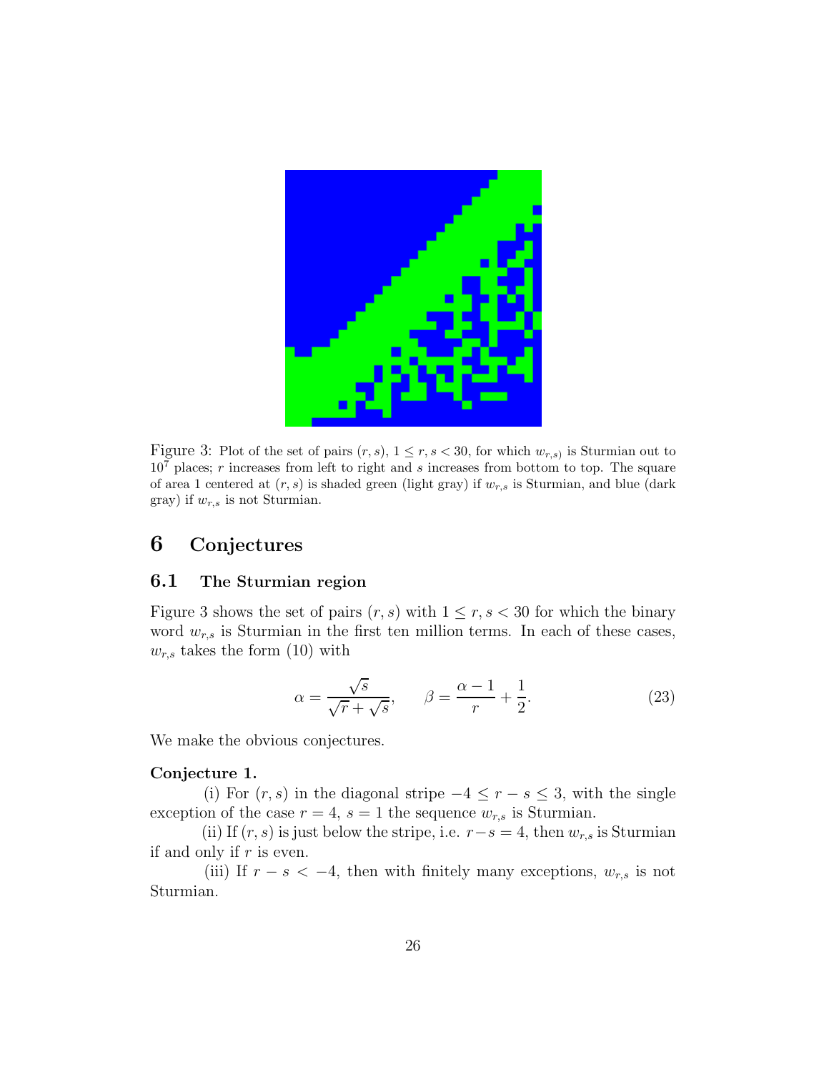Figure 3: Plot of the set of pairs $(r, s)$, $1 \le r, s < 30$, for which $w_{r,s)}$ is Sturmian out to $10^7$ places; $r$ increases from left to right and $s$ increases from bottom to top. The square of area 1 centered at $(r, s)$ is shaded green (light gray) if $w_{r,s}$ is Sturmian, and blue (dark gray) if $w_{r,s}$ is not Sturmian.

# 6 Conjectures

## 6.1 The Sturmian region

Figure 3 shows the set of pairs $(r, s)$ with $1 \le r, s < 30$ for which the binary word $w_{r,s}$ is Sturmian in the first ten million terms. In each of these cases, $w_{r,s}$ takes the form (10) with

$$\alpha = \frac{\sqrt{s}}{\sqrt{r} + \sqrt{s}}, \qquad \beta = \frac{\alpha - 1}{r} + \frac{1}{2}. \tag{23}$$

We make the obvious conjectures.

**Conjecture 1.**

(i) For $(r, s)$ in the diagonal stripe $-4 \le r - s \le 3$, with the single exception of the case $r = 4$, $s = 1$ the sequence $w_{r,s}$ is Sturmian.

(ii) If $(r, s)$ is just below the stripe, i.e. $r - s = 4$, then $w_{r,s}$ is Sturmian if and only if $r$ is even.

(iii) If $r - s < -4$, then with finitely many exceptions, $w_{r,s}$ is not Sturmian.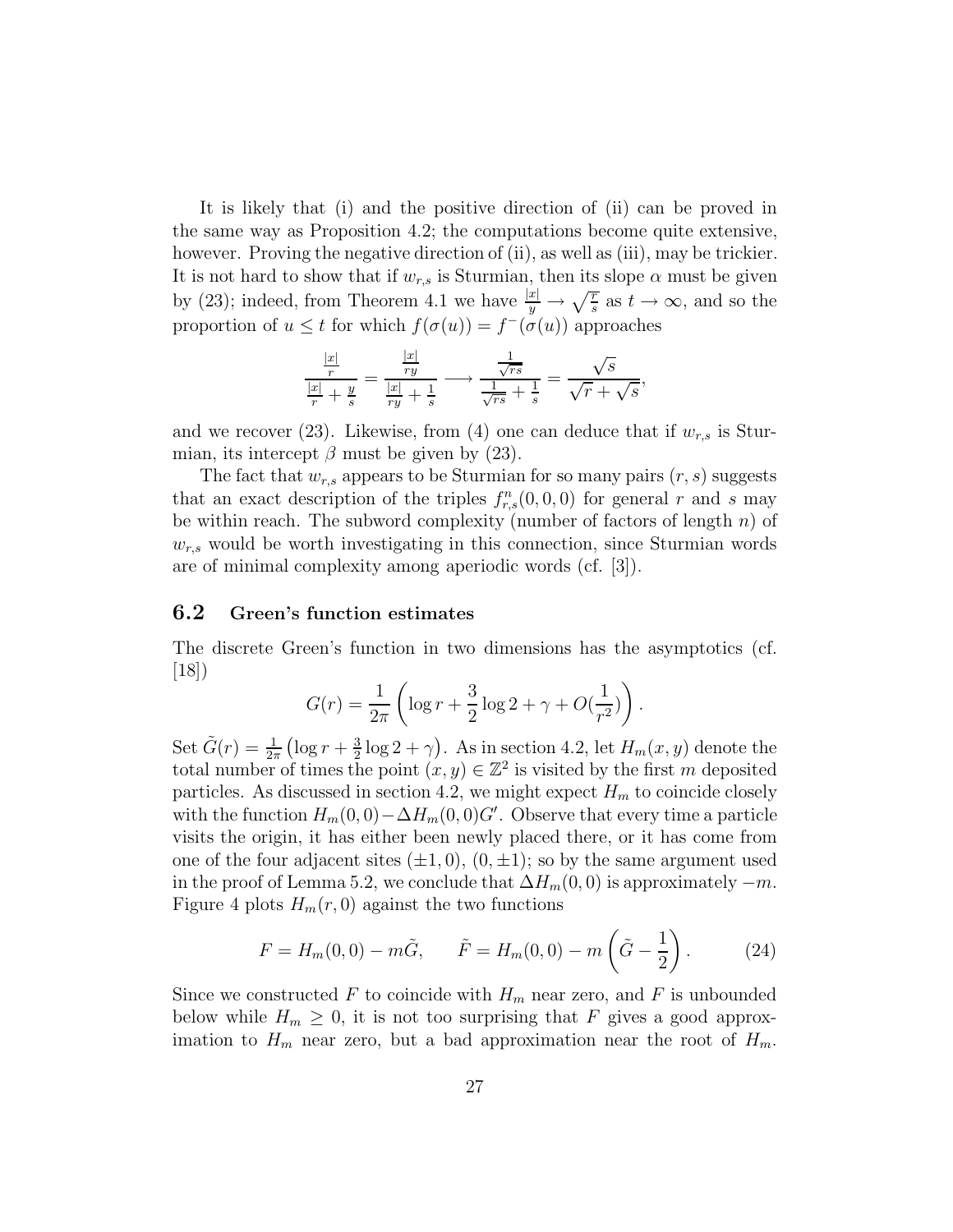It is likely that (i) and the positive direction of (ii) can be proved in the same way as Proposition 4.2; the computations become quite extensive, however. Proving the negative direction of (ii), as well as (iii), may be trickier. It is not hard to show that if $w_{r,s}$ is Sturmian, then its slope $\alpha$ must be given by (23); indeed, from Theorem 4.1 we have $\frac{|x|}{y} \to \sqrt{\frac{r}{s}}$ as $t \to \infty$, and so the proportion of $u \leq t$ for which $f(\sigma(u)) = f^-(\sigma(u))$ approaches

$$\frac{\frac{|x|}{r}}{\frac{|x|}{r} + \frac{y}{s}} = \frac{\frac{|x|}{ry}}{\frac{|x|}{ry} + \frac{1}{s}} \longrightarrow \frac{\frac{1}{\sqrt{rs}}}{\frac{1}{\sqrt{rs}} + \frac{1}{s}} = \frac{\sqrt{s}}{\sqrt{r} + \sqrt{s}},$$

and we recover (23). Likewise, from (4) one can deduce that if $w_{r,s}$ is Sturmian, its intercept $\beta$ must be given by (23).

The fact that $w_{r,s}$ appears to be Sturmian for so many pairs $(r, s)$ suggests that an exact description of the triples $f^n_{r,s}(0, 0, 0)$ for general $r$ and $s$ may be within reach. The subword complexity (number of factors of length $n$) of $w_{r,s}$ would be worth investigating in this connection, since Sturmian words are of minimal complexity among aperiodic words (cf. [3]).

### 6.2 Green's function estimates

The discrete Green's function in two dimensions has the asymptotics (cf. [18])

$$G(r) = \frac{1}{2\pi}\left(\log r + \frac{3}{2}\log 2 + \gamma + O(\frac{1}{r^2})\right).$$

Set $\tilde{G}(r) = \frac{1}{2\pi}\left(\log r + \frac{3}{2}\log 2 + \gamma\right)$. As in section 4.2, let $H_m(x, y)$ denote the total number of times the point $(x, y) \in \mathbb{Z}^2$ is visited by the first $m$ deposited particles. As discussed in section 4.2, we might expect $H_m$ to coincide closely with the function $H_m(0, 0) - \Delta H_m(0, 0)G'$. Observe that every time a particle visits the origin, it has either been newly placed there, or it has come from one of the four adjacent sites $(\pm 1, 0)$, $(0, \pm 1)$; so by the same argument used in the proof of Lemma 5.2, we conclude that $\Delta H_m(0, 0)$ is approximately $-m$. Figure 4 plots $H_m(r, 0)$ against the two functions

$$F = H_m(0, 0) - m\tilde{G}, \qquad \tilde{F} = H_m(0, 0) - m\left(\tilde{G} - \frac{1}{2}\right). \tag{24}$$

Since we constructed $F$ to coincide with $H_m$ near zero, and $F$ is unbounded below while $H_m \geq 0$, it is not too surprising that $F$ gives a good approximation to $H_m$ near zero, but a bad approximation near the root of $H_m$.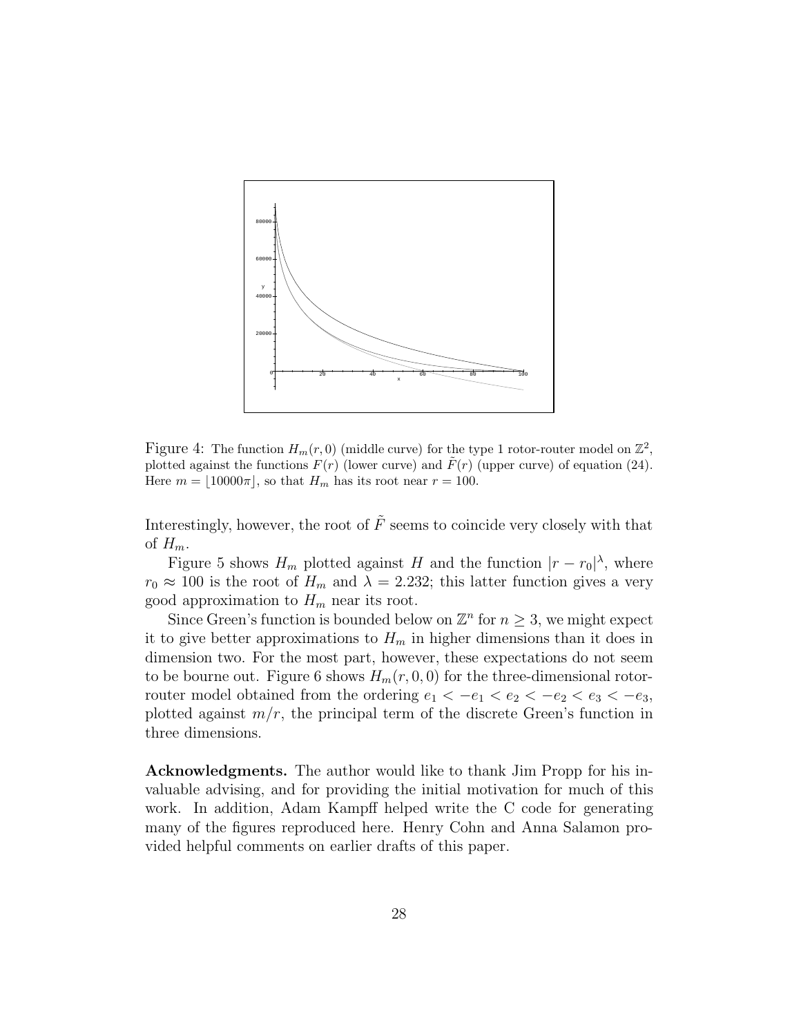Figure 4: The function $H_m(r, 0)$ (middle curve) for the type 1 rotor-router model on $\mathbb{Z}^2$, plotted against the functions $F(r)$ (lower curve) and $\tilde{F}(r)$ (upper curve) of equation (24). Here $m = \lfloor 10000\pi \rfloor$, so that $H_m$ has its root near $r = 100$.

Interestingly, however, the root of $\tilde{F}$ seems to coincide very closely with that of $H_m$.

Figure 5 shows $H_m$ plotted against $H$ and the function $|r - r_0|^\lambda$, where $r_0 \approx 100$ is the root of $H_m$ and $\lambda = 2.232$; this latter function gives a very good approximation to $H_m$ near its root.

Since Green's function is bounded below on $\mathbb{Z}^n$ for $n \geq 3$, we might expect it to give better approximations to $H_m$ in higher dimensions than it does in dimension two. For the most part, however, these expectations do not seem to be bourne out. Figure 6 shows $H_m(r, 0, 0)$ for the three-dimensional rotor-router model obtained from the ordering $e_1 < -e_1 < e_2 < -e_2 < e_3 < -e_3$, plotted against $m/r$, the principal term of the discrete Green's function in three dimensions.

**Acknowledgments.** The author would like to thank Jim Propp for his invaluable advising, and for providing the initial motivation for much of this work. In addition, Adam Kampff helped write the C code for generating many of the figures reproduced here. Henry Cohn and Anna Salamon provided helpful comments on earlier drafts of this paper.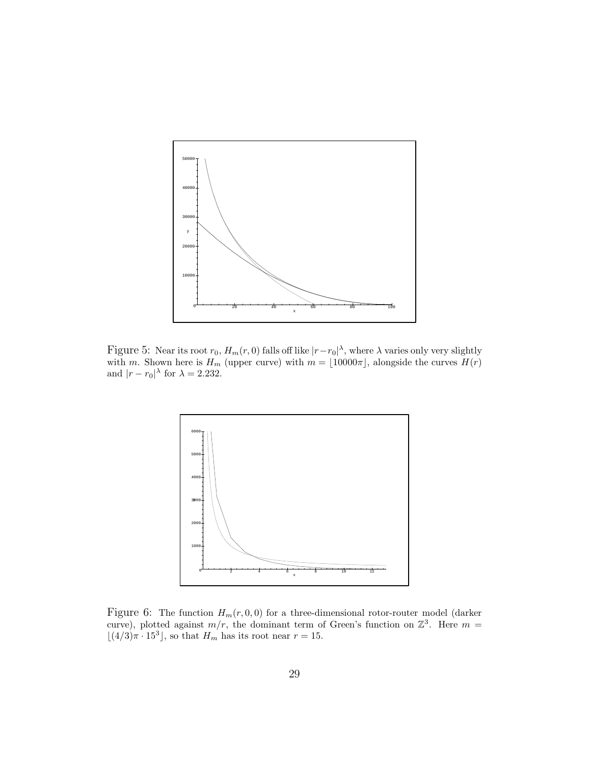Figure 5: Near its root $r_0$, $H_m(r,0)$ falls off like $|r-r_0|^\lambda$, where $\lambda$ varies only very slightly with $m$. Shown here is $H_m$ (upper curve) with $m = \lfloor 10000\pi \rfloor$, alongside the curves $H(r)$ and $|r-r_0|^\lambda$ for $\lambda = 2.232$.

Figure 6: The function $H_m(r,0,0)$ for a three-dimensional rotor-router model (darker curve), plotted against $m/r$, the dominant term of Green's function on $\mathbb{Z}^3$. Here $m = \lfloor (4/3)\pi \cdot 15^3 \rfloor$, so that $H_m$ has its root near $r = 15$.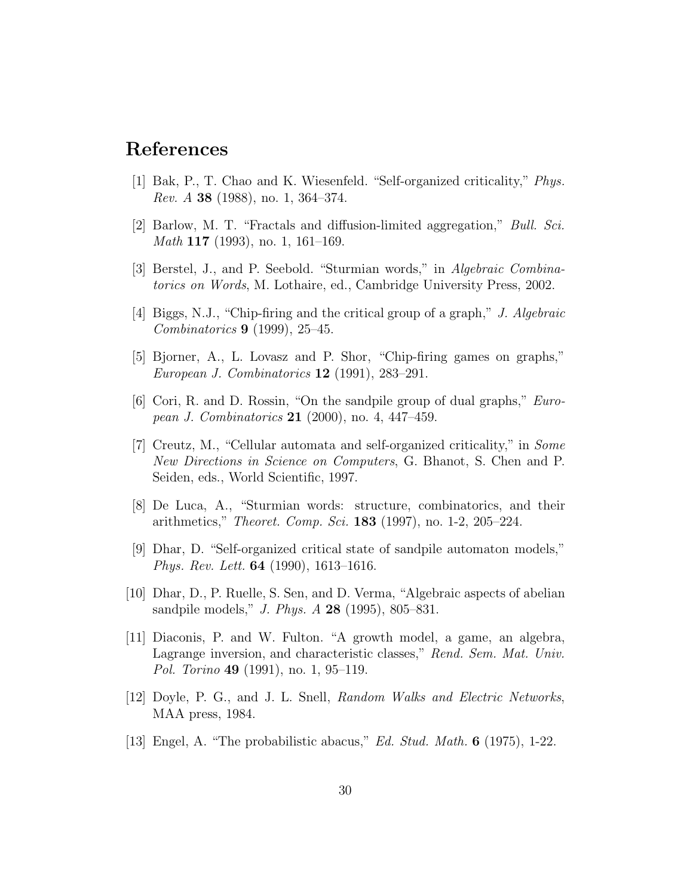# References

[1] Bak, P., T. Chao and K. Wiesenfeld. "Self-organized criticality," *Phys. Rev. A* **38** (1988), no. 1, 364–374.

[2] Barlow, M. T. "Fractals and diffusion-limited aggregation," *Bull. Sci. Math* **117** (1993), no. 1, 161–169.

[3] Berstel, J., and P. Seebold. "Sturmian words," in *Algebraic Combinatorics on Words*, M. Lothaire, ed., Cambridge University Press, 2002.

[4] Biggs, N.J., "Chip-firing and the critical group of a graph," *J. Algebraic Combinatorics* **9** (1999), 25–45.

[5] Bjorner, A., L. Lovasz and P. Shor, "Chip-firing games on graphs," *European J. Combinatorics* **12** (1991), 283–291.

[6] Cori, R. and D. Rossin, "On the sandpile group of dual graphs," *European J. Combinatorics* **21** (2000), no. 4, 447–459.

[7] Creutz, M., "Cellular automata and self-organized criticality," in *Some New Directions in Science on Computers*, G. Bhanot, S. Chen and P. Seiden, eds., World Scientific, 1997.

[8] De Luca, A., "Sturmian words: structure, combinatorics, and their arithmetics," *Theoret. Comp. Sci.* **183** (1997), no. 1-2, 205–224.

[9] Dhar, D. "Self-organized critical state of sandpile automaton models," *Phys. Rev. Lett.* **64** (1990), 1613–1616.

[10] Dhar, D., P. Ruelle, S. Sen, and D. Verma, "Algebraic aspects of abelian sandpile models," *J. Phys. A* **28** (1995), 805–831.

[11] Diaconis, P. and W. Fulton. "A growth model, a game, an algebra, Lagrange inversion, and characteristic classes," *Rend. Sem. Mat. Univ. Pol. Torino* **49** (1991), no. 1, 95–119.

[12] Doyle, P. G., and J. L. Snell, *Random Walks and Electric Networks*, MAA press, 1984.

[13] Engel, A. "The probabilistic abacus," *Ed. Stud. Math.* **6** (1975), 1-22.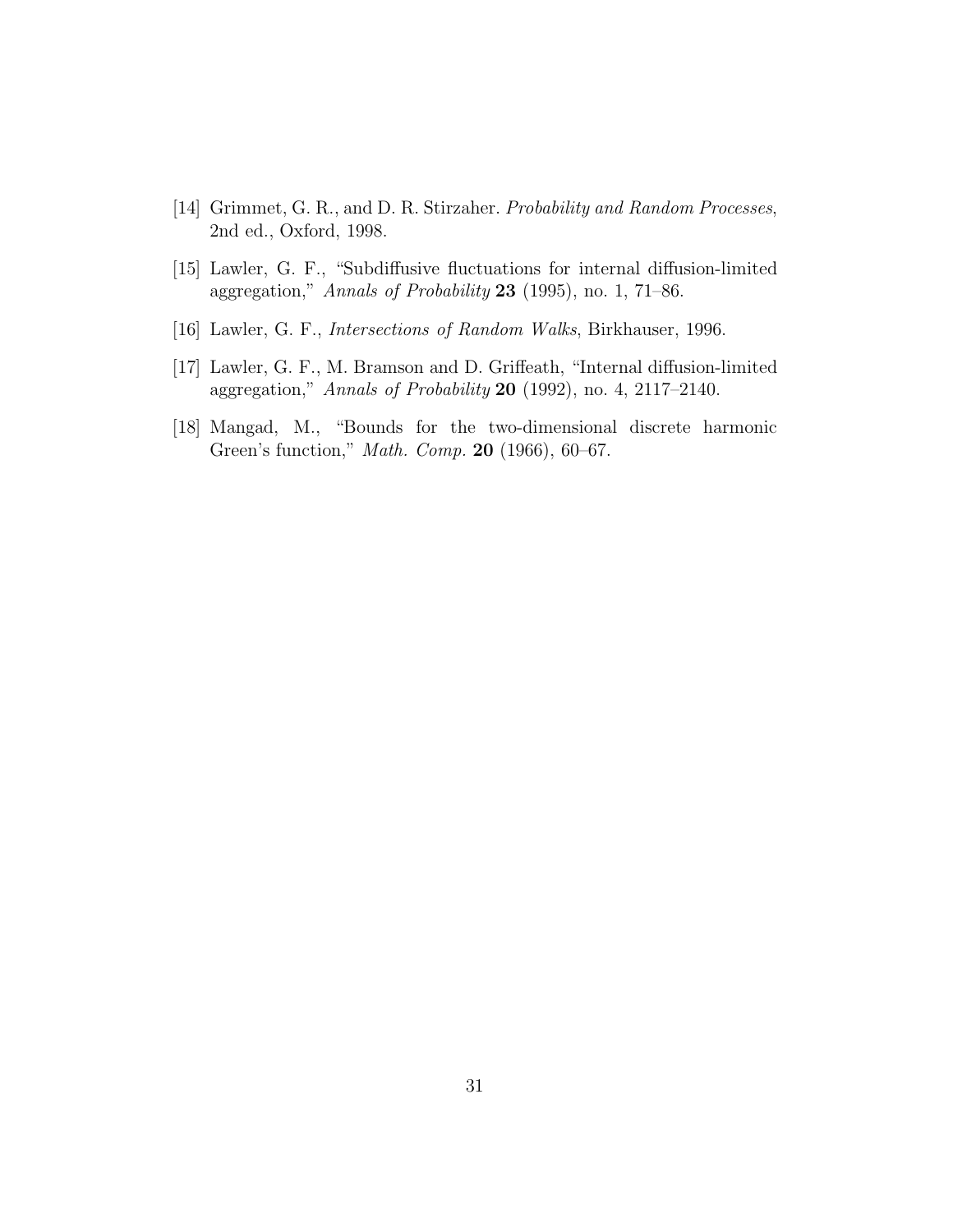[14] Grimmet, G. R., and D. R. Stirzaher. *Probability and Random Processes*, 2nd ed., Oxford, 1998.

[15] Lawler, G. F., "Subdiffusive fluctuations for internal diffusion-limited aggregation," *Annals of Probability* **23** (1995), no. 1, 71–86.

[16] Lawler, G. F., *Intersections of Random Walks*, Birkhauser, 1996.

[17] Lawler, G. F., M. Bramson and D. Griffeath, "Internal diffusion-limited aggregation," *Annals of Probability* **20** (1992), no. 4, 2117–2140.

[18] Mangad, M., "Bounds for the two-dimensional discrete harmonic Green's function," *Math. Comp.* **20** (1966), 60–67.